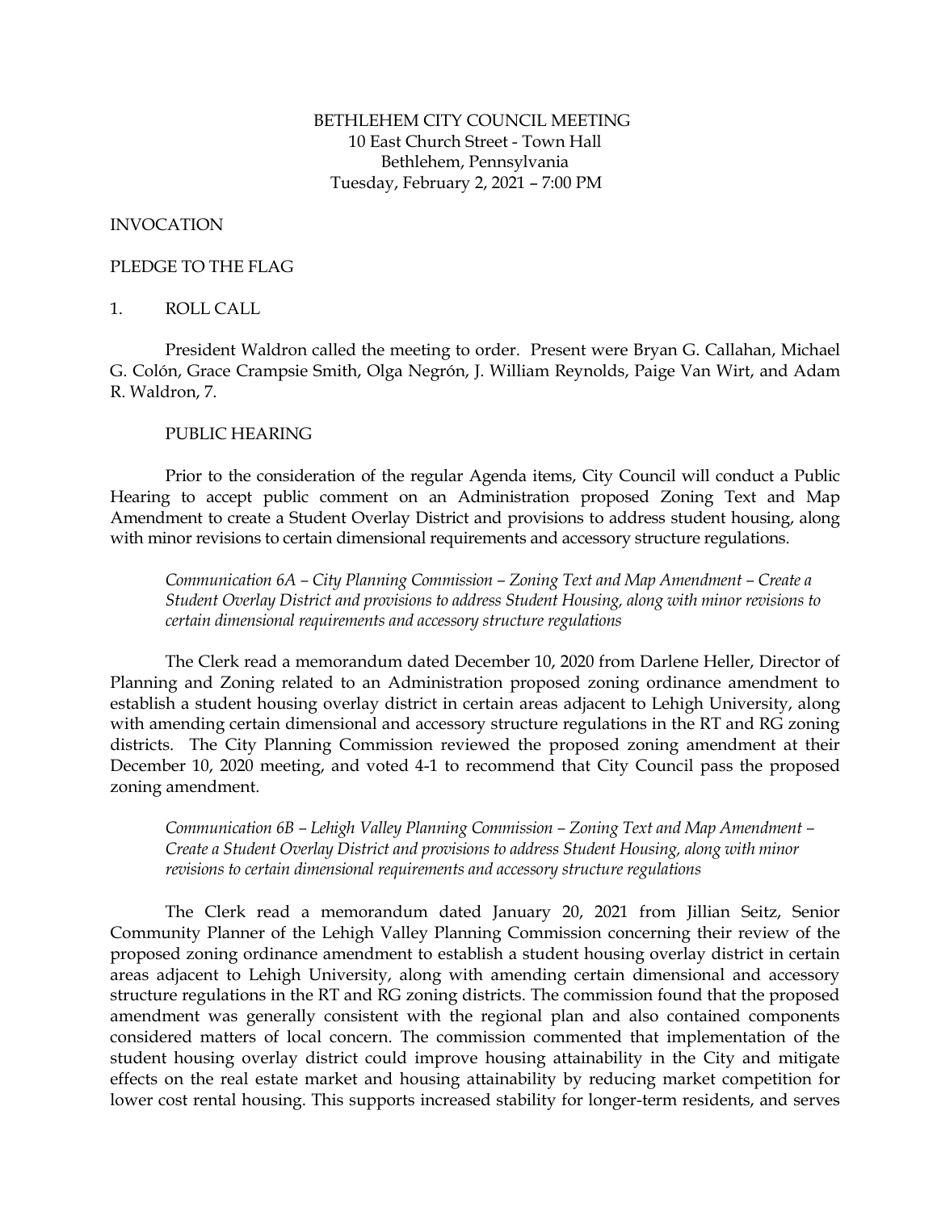BETHLEHEM CITY COUNCIL MEETING
10 East Church Street - Town Hall
Bethlehem, Pennsylvania
Tuesday, February 2, 2021 – 7:00 PM

INVOCATION

PLEDGE TO THE FLAG

1. ROLL CALL

President Waldron called the meeting to order. Present were Bryan G. Callahan, Michael G. Colón, Grace Crampsie Smith, Olga Negrón, J. William Reynolds, Paige Van Wirt, and Adam R. Waldron, 7.

PUBLIC HEARING

Prior to the consideration of the regular Agenda items, City Council will conduct a Public Hearing to accept public comment on an Administration proposed Zoning Text and Map Amendment to create a Student Overlay District and provisions to address student housing, along with minor revisions to certain dimensional requirements and accessory structure regulations.

*Communication 6A – City Planning Commission – Zoning Text and Map Amendment – Create a Student Overlay District and provisions to address Student Housing, along with minor revisions to certain dimensional requirements and accessory structure regulations*

The Clerk read a memorandum dated December 10, 2020 from Darlene Heller, Director of Planning and Zoning related to an Administration proposed zoning ordinance amendment to establish a student housing overlay district in certain areas adjacent to Lehigh University, along with amending certain dimensional and accessory structure regulations in the RT and RG zoning districts. The City Planning Commission reviewed the proposed zoning amendment at their December 10, 2020 meeting, and voted 4-1 to recommend that City Council pass the proposed zoning amendment.

*Communication 6B – Lehigh Valley Planning Commission – Zoning Text and Map Amendment – Create a Student Overlay District and provisions to address Student Housing, along with minor revisions to certain dimensional requirements and accessory structure regulations*

The Clerk read a memorandum dated January 20, 2021 from Jillian Seitz, Senior Community Planner of the Lehigh Valley Planning Commission concerning their review of the proposed zoning ordinance amendment to establish a student housing overlay district in certain areas adjacent to Lehigh University, along with amending certain dimensional and accessory structure regulations in the RT and RG zoning districts. The commission found that the proposed amendment was generally consistent with the regional plan and also contained components considered matters of local concern. The commission commented that implementation of the student housing overlay district could improve housing attainability in the City and mitigate effects on the real estate market and housing attainability by reducing market competition for lower cost rental housing. This supports increased stability for longer-term residents, and serves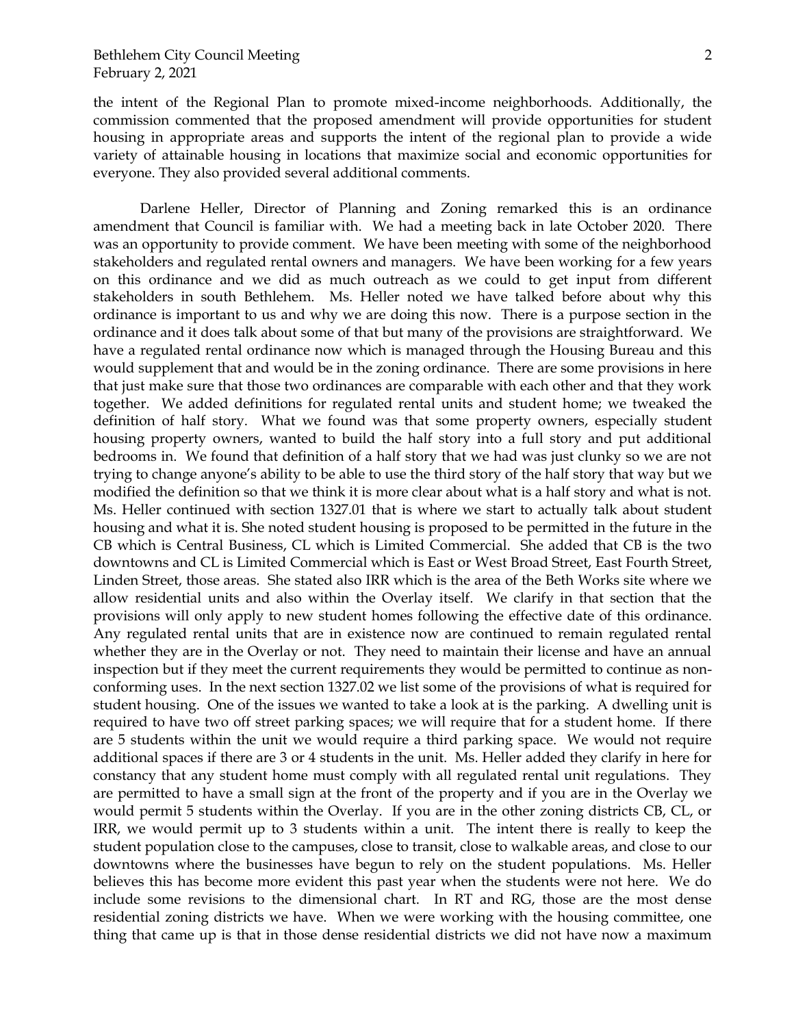the intent of the Regional Plan to promote mixed-income neighborhoods. Additionally, the commission commented that the proposed amendment will provide opportunities for student housing in appropriate areas and supports the intent of the regional plan to provide a wide variety of attainable housing in locations that maximize social and economic opportunities for everyone. They also provided several additional comments.

Darlene Heller, Director of Planning and Zoning remarked this is an ordinance amendment that Council is familiar with. We had a meeting back in late October 2020. There was an opportunity to provide comment. We have been meeting with some of the neighborhood stakeholders and regulated rental owners and managers. We have been working for a few years on this ordinance and we did as much outreach as we could to get input from different stakeholders in south Bethlehem. Ms. Heller noted we have talked before about why this ordinance is important to us and why we are doing this now. There is a purpose section in the ordinance and it does talk about some of that but many of the provisions are straightforward. We have a regulated rental ordinance now which is managed through the Housing Bureau and this would supplement that and would be in the zoning ordinance. There are some provisions in here that just make sure that those two ordinances are comparable with each other and that they work together. We added definitions for regulated rental units and student home; we tweaked the definition of half story. What we found was that some property owners, especially student housing property owners, wanted to build the half story into a full story and put additional bedrooms in. We found that definition of a half story that we had was just clunky so we are not trying to change anyone's ability to be able to use the third story of the half story that way but we modified the definition so that we think it is more clear about what is a half story and what is not. Ms. Heller continued with section 1327.01 that is where we start to actually talk about student housing and what it is. She noted student housing is proposed to be permitted in the future in the CB which is Central Business, CL which is Limited Commercial. She added that CB is the two downtowns and CL is Limited Commercial which is East or West Broad Street, East Fourth Street, Linden Street, those areas. She stated also IRR which is the area of the Beth Works site where we allow residential units and also within the Overlay itself. We clarify in that section that the provisions will only apply to new student homes following the effective date of this ordinance. Any regulated rental units that are in existence now are continued to remain regulated rental whether they are in the Overlay or not. They need to maintain their license and have an annual inspection but if they meet the current requirements they would be permitted to continue as non-conforming uses. In the next section 1327.02 we list some of the provisions of what is required for student housing. One of the issues we wanted to take a look at is the parking. A dwelling unit is required to have two off street parking spaces; we will require that for a student home. If there are 5 students within the unit we would require a third parking space. We would not require additional spaces if there are 3 or 4 students in the unit. Ms. Heller added they clarify in here for constancy that any student home must comply with all regulated rental unit regulations. They are permitted to have a small sign at the front of the property and if you are in the Overlay we would permit 5 students within the Overlay. If you are in the other zoning districts CB, CL, or IRR, we would permit up to 3 students within a unit. The intent there is really to keep the student population close to the campuses, close to transit, close to walkable areas, and close to our downtowns where the businesses have begun to rely on the student populations. Ms. Heller believes this has become more evident this past year when the students were not here. We do include some revisions to the dimensional chart. In RT and RG, those are the most dense residential zoning districts we have. When we were working with the housing committee, one thing that came up is that in those dense residential districts we did not have now a maximum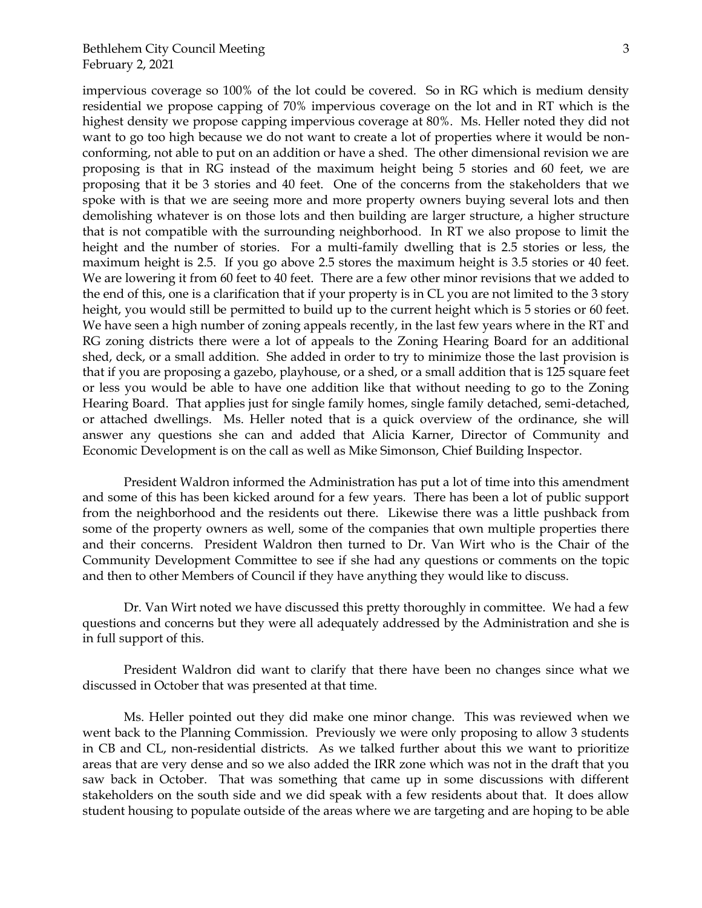impervious coverage so 100% of the lot could be covered. So in RG which is medium density residential we propose capping of 70% impervious coverage on the lot and in RT which is the highest density we propose capping impervious coverage at 80%. Ms. Heller noted they did not want to go too high because we do not want to create a lot of properties where it would be non-conforming, not able to put on an addition or have a shed. The other dimensional revision we are proposing is that in RG instead of the maximum height being 5 stories and 60 feet, we are proposing that it be 3 stories and 40 feet. One of the concerns from the stakeholders that we spoke with is that we are seeing more and more property owners buying several lots and then demolishing whatever is on those lots and then building are larger structure, a higher structure that is not compatible with the surrounding neighborhood. In RT we also propose to limit the height and the number of stories. For a multi-family dwelling that is 2.5 stories or less, the maximum height is 2.5. If you go above 2.5 stores the maximum height is 3.5 stories or 40 feet. We are lowering it from 60 feet to 40 feet. There are a few other minor revisions that we added to the end of this, one is a clarification that if your property is in CL you are not limited to the 3 story height, you would still be permitted to build up to the current height which is 5 stories or 60 feet. We have seen a high number of zoning appeals recently, in the last few years where in the RT and RG zoning districts there were a lot of appeals to the Zoning Hearing Board for an additional shed, deck, or a small addition. She added in order to try to minimize those the last provision is that if you are proposing a gazebo, playhouse, or a shed, or a small addition that is 125 square feet or less you would be able to have one addition like that without needing to go to the Zoning Hearing Board. That applies just for single family homes, single family detached, semi-detached, or attached dwellings. Ms. Heller noted that is a quick overview of the ordinance, she will answer any questions she can and added that Alicia Karner, Director of Community and Economic Development is on the call as well as Mike Simonson, Chief Building Inspector.

President Waldron informed the Administration has put a lot of time into this amendment and some of this has been kicked around for a few years. There has been a lot of public support from the neighborhood and the residents out there. Likewise there was a little pushback from some of the property owners as well, some of the companies that own multiple properties there and their concerns. President Waldron then turned to Dr. Van Wirt who is the Chair of the Community Development Committee to see if she had any questions or comments on the topic and then to other Members of Council if they have anything they would like to discuss.

Dr. Van Wirt noted we have discussed this pretty thoroughly in committee. We had a few questions and concerns but they were all adequately addressed by the Administration and she is in full support of this.

President Waldron did want to clarify that there have been no changes since what we discussed in October that was presented at that time.

Ms. Heller pointed out they did make one minor change. This was reviewed when we went back to the Planning Commission. Previously we were only proposing to allow 3 students in CB and CL, non-residential districts. As we talked further about this we want to prioritize areas that are very dense and so we also added the IRR zone which was not in the draft that you saw back in October. That was something that came up in some discussions with different stakeholders on the south side and we did speak with a few residents about that. It does allow student housing to populate outside of the areas where we are targeting and are hoping to be able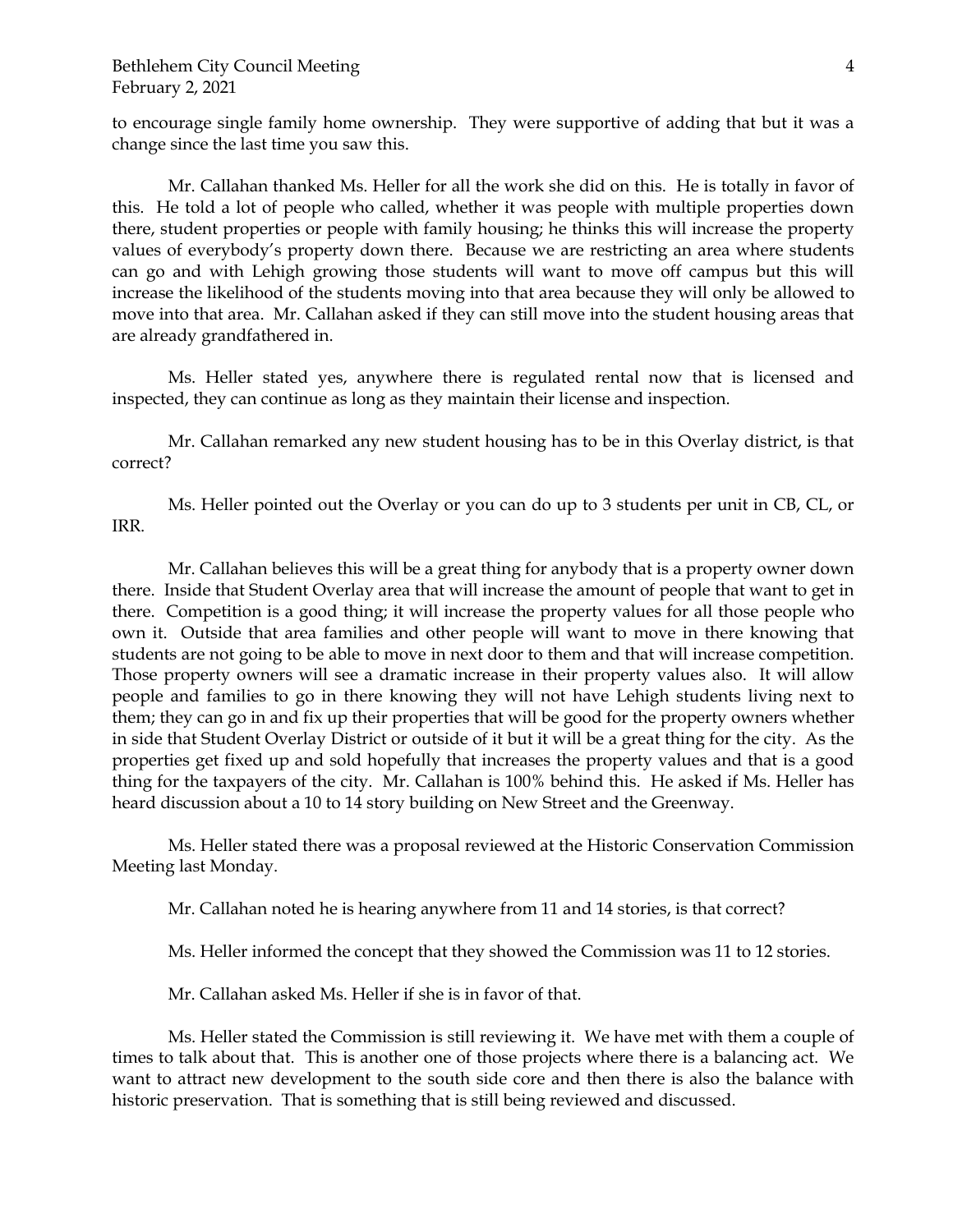to encourage single family home ownership. They were supportive of adding that but it was a change since the last time you saw this.

Mr. Callahan thanked Ms. Heller for all the work she did on this. He is totally in favor of this. He told a lot of people who called, whether it was people with multiple properties down there, student properties or people with family housing; he thinks this will increase the property values of everybody's property down there. Because we are restricting an area where students can go and with Lehigh growing those students will want to move off campus but this will increase the likelihood of the students moving into that area because they will only be allowed to move into that area. Mr. Callahan asked if they can still move into the student housing areas that are already grandfathered in.

Ms. Heller stated yes, anywhere there is regulated rental now that is licensed and inspected, they can continue as long as they maintain their license and inspection.

Mr. Callahan remarked any new student housing has to be in this Overlay district, is that correct?

Ms. Heller pointed out the Overlay or you can do up to 3 students per unit in CB, CL, or IRR.

Mr. Callahan believes this will be a great thing for anybody that is a property owner down there. Inside that Student Overlay area that will increase the amount of people that want to get in there. Competition is a good thing; it will increase the property values for all those people who own it. Outside that area families and other people will want to move in there knowing that students are not going to be able to move in next door to them and that will increase competition. Those property owners will see a dramatic increase in their property values also. It will allow people and families to go in there knowing they will not have Lehigh students living next to them; they can go in and fix up their properties that will be good for the property owners whether in side that Student Overlay District or outside of it but it will be a great thing for the city. As the properties get fixed up and sold hopefully that increases the property values and that is a good thing for the taxpayers of the city. Mr. Callahan is 100% behind this. He asked if Ms. Heller has heard discussion about a 10 to 14 story building on New Street and the Greenway.

Ms. Heller stated there was a proposal reviewed at the Historic Conservation Commission Meeting last Monday.

Mr. Callahan noted he is hearing anywhere from 11 and 14 stories, is that correct?

Ms. Heller informed the concept that they showed the Commission was 11 to 12 stories.

Mr. Callahan asked Ms. Heller if she is in favor of that.

Ms. Heller stated the Commission is still reviewing it. We have met with them a couple of times to talk about that. This is another one of those projects where there is a balancing act. We want to attract new development to the south side core and then there is also the balance with historic preservation. That is something that is still being reviewed and discussed.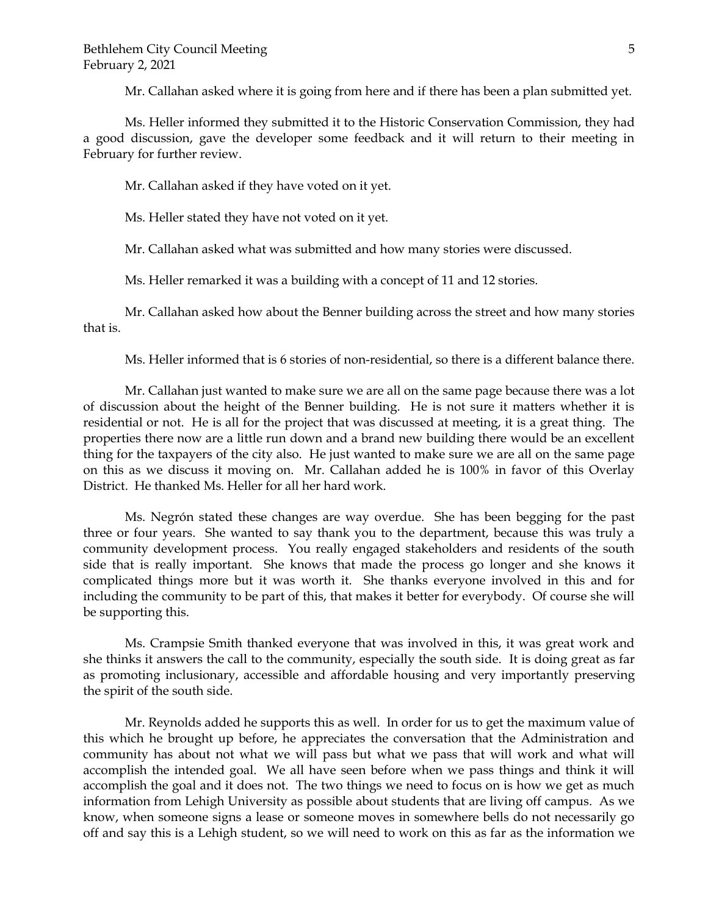Mr. Callahan asked where it is going from here and if there has been a plan submitted yet.

Ms. Heller informed they submitted it to the Historic Conservation Commission, they had a good discussion, gave the developer some feedback and it will return to their meeting in February for further review.

Mr. Callahan asked if they have voted on it yet.

Ms. Heller stated they have not voted on it yet.

Mr. Callahan asked what was submitted and how many stories were discussed.

Ms. Heller remarked it was a building with a concept of 11 and 12 stories.

Mr. Callahan asked how about the Benner building across the street and how many stories that is.

Ms. Heller informed that is 6 stories of non-residential, so there is a different balance there.

Mr. Callahan just wanted to make sure we are all on the same page because there was a lot of discussion about the height of the Benner building. He is not sure it matters whether it is residential or not. He is all for the project that was discussed at meeting, it is a great thing. The properties there now are a little run down and a brand new building there would be an excellent thing for the taxpayers of the city also. He just wanted to make sure we are all on the same page on this as we discuss it moving on. Mr. Callahan added he is 100% in favor of this Overlay District. He thanked Ms. Heller for all her hard work.

Ms. Negrón stated these changes are way overdue. She has been begging for the past three or four years. She wanted to say thank you to the department, because this was truly a community development process. You really engaged stakeholders and residents of the south side that is really important. She knows that made the process go longer and she knows it complicated things more but it was worth it. She thanks everyone involved in this and for including the community to be part of this, that makes it better for everybody. Of course she will be supporting this.

Ms. Crampsie Smith thanked everyone that was involved in this, it was great work and she thinks it answers the call to the community, especially the south side. It is doing great as far as promoting inclusionary, accessible and affordable housing and very importantly preserving the spirit of the south side.

Mr. Reynolds added he supports this as well. In order for us to get the maximum value of this which he brought up before, he appreciates the conversation that the Administration and community has about not what we will pass but what we pass that will work and what will accomplish the intended goal. We all have seen before when we pass things and think it will accomplish the goal and it does not. The two things we need to focus on is how we get as much information from Lehigh University as possible about students that are living off campus. As we know, when someone signs a lease or someone moves in somewhere bells do not necessarily go off and say this is a Lehigh student, so we will need to work on this as far as the information we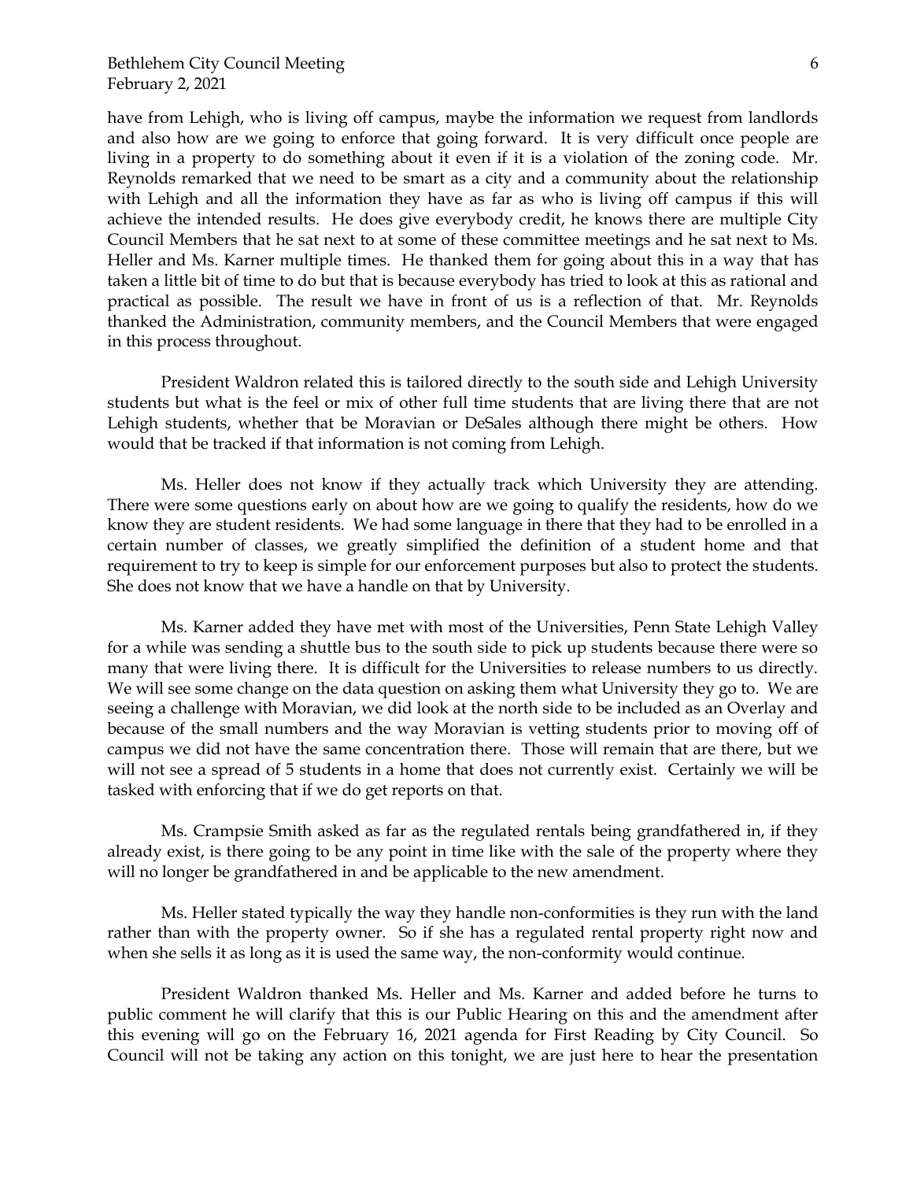have from Lehigh, who is living off campus, maybe the information we request from landlords and also how are we going to enforce that going forward. It is very difficult once people are living in a property to do something about it even if it is a violation of the zoning code. Mr. Reynolds remarked that we need to be smart as a city and a community about the relationship with Lehigh and all the information they have as far as who is living off campus if this will achieve the intended results. He does give everybody credit, he knows there are multiple City Council Members that he sat next to at some of these committee meetings and he sat next to Ms. Heller and Ms. Karner multiple times. He thanked them for going about this in a way that has taken a little bit of time to do but that is because everybody has tried to look at this as rational and practical as possible. The result we have in front of us is a reflection of that. Mr. Reynolds thanked the Administration, community members, and the Council Members that were engaged in this process throughout.

President Waldron related this is tailored directly to the south side and Lehigh University students but what is the feel or mix of other full time students that are living there that are not Lehigh students, whether that be Moravian or DeSales although there might be others. How would that be tracked if that information is not coming from Lehigh.

Ms. Heller does not know if they actually track which University they are attending. There were some questions early on about how are we going to qualify the residents, how do we know they are student residents. We had some language in there that they had to be enrolled in a certain number of classes, we greatly simplified the definition of a student home and that requirement to try to keep is simple for our enforcement purposes but also to protect the students. She does not know that we have a handle on that by University.

Ms. Karner added they have met with most of the Universities, Penn State Lehigh Valley for a while was sending a shuttle bus to the south side to pick up students because there were so many that were living there. It is difficult for the Universities to release numbers to us directly. We will see some change on the data question on asking them what University they go to. We are seeing a challenge with Moravian, we did look at the north side to be included as an Overlay and because of the small numbers and the way Moravian is vetting students prior to moving off of campus we did not have the same concentration there. Those will remain that are there, but we will not see a spread of 5 students in a home that does not currently exist. Certainly we will be tasked with enforcing that if we do get reports on that.

Ms. Crampsie Smith asked as far as the regulated rentals being grandfathered in, if they already exist, is there going to be any point in time like with the sale of the property where they will no longer be grandfathered in and be applicable to the new amendment.

Ms. Heller stated typically the way they handle non-conformities is they run with the land rather than with the property owner. So if she has a regulated rental property right now and when she sells it as long as it is used the same way, the non-conformity would continue.

President Waldron thanked Ms. Heller and Ms. Karner and added before he turns to public comment he will clarify that this is our Public Hearing on this and the amendment after this evening will go on the February 16, 2021 agenda for First Reading by City Council. So Council will not be taking any action on this tonight, we are just here to hear the presentation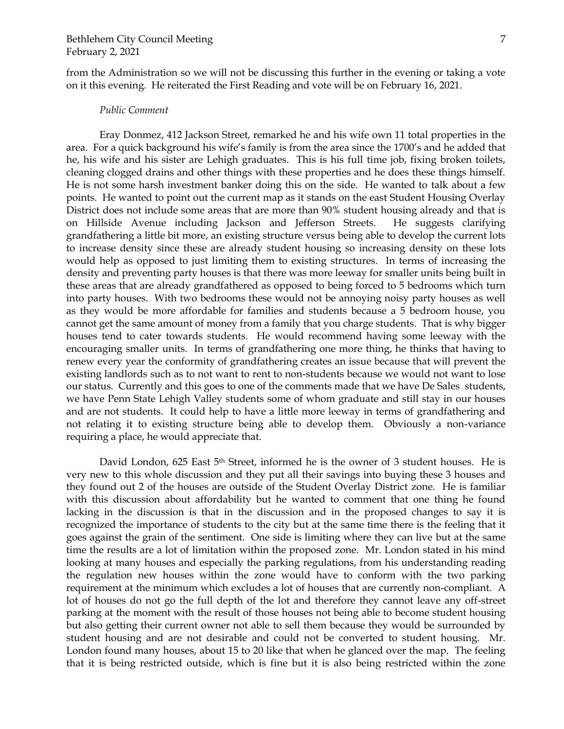from the Administration so we will not be discussing this further in the evening or taking a vote on it this evening. He reiterated the First Reading and vote will be on February 16, 2021.

*Public Comment*

Eray Donmez, 412 Jackson Street, remarked he and his wife own 11 total properties in the area. For a quick background his wife's family is from the area since the 1700's and he added that he, his wife and his sister are Lehigh graduates. This is his full time job, fixing broken toilets, cleaning clogged drains and other things with these properties and he does these things himself. He is not some harsh investment banker doing this on the side. He wanted to talk about a few points. He wanted to point out the current map as it stands on the east Student Housing Overlay District does not include some areas that are more than 90% student housing already and that is on Hillside Avenue including Jackson and Jefferson Streets. He suggests clarifying grandfathering a little bit more, an existing structure versus being able to develop the current lots to increase density since these are already student housing so increasing density on these lots would help as opposed to just limiting them to existing structures. In terms of increasing the density and preventing party houses is that there was more leeway for smaller units being built in these areas that are already grandfathered as opposed to being forced to 5 bedrooms which turn into party houses. With two bedrooms these would not be annoying noisy party houses as well as they would be more affordable for families and students because a 5 bedroom house, you cannot get the same amount of money from a family that you charge students. That is why bigger houses tend to cater towards students. He would recommend having some leeway with the encouraging smaller units. In terms of grandfathering one more thing, he thinks that having to renew every year the conformity of grandfathering creates an issue because that will prevent the existing landlords such as to not want to rent to non-students because we would not want to lose our status. Currently and this goes to one of the comments made that we have De Sales students, we have Penn State Lehigh Valley students some of whom graduate and still stay in our houses and are not students. It could help to have a little more leeway in terms of grandfathering and not relating it to existing structure being able to develop them. Obviously a non-variance requiring a place, he would appreciate that.

David London, 625 East 5th Street, informed he is the owner of 3 student houses. He is very new to this whole discussion and they put all their savings into buying these 3 houses and they found out 2 of the houses are outside of the Student Overlay District zone. He is familiar with this discussion about affordability but he wanted to comment that one thing he found lacking in the discussion is that in the discussion and in the proposed changes to say it is recognized the importance of students to the city but at the same time there is the feeling that it goes against the grain of the sentiment. One side is limiting where they can live but at the same time the results are a lot of limitation within the proposed zone. Mr. London stated in his mind looking at many houses and especially the parking regulations, from his understanding reading the regulation new houses within the zone would have to conform with the two parking requirement at the minimum which excludes a lot of houses that are currently non-compliant. A lot of houses do not go the full depth of the lot and therefore they cannot leave any off-street parking at the moment with the result of those houses not being able to become student housing but also getting their current owner not able to sell them because they would be surrounded by student housing and are not desirable and could not be converted to student housing. Mr. London found many houses, about 15 to 20 like that when he glanced over the map. The feeling that it is being restricted outside, which is fine but it is also being restricted within the zone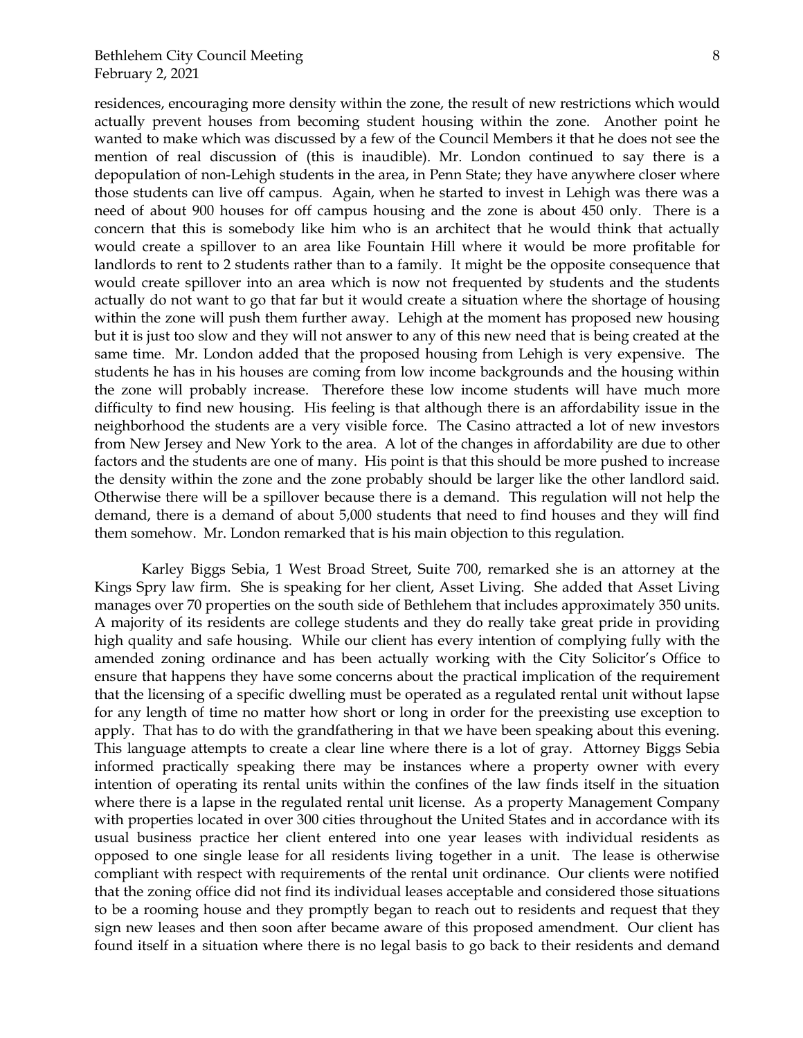residences, encouraging more density within the zone, the result of new restrictions which would actually prevent houses from becoming student housing within the zone. Another point he wanted to make which was discussed by a few of the Council Members it that he does not see the mention of real discussion of (this is inaudible). Mr. London continued to say there is a depopulation of non-Lehigh students in the area, in Penn State; they have anywhere closer where those students can live off campus. Again, when he started to invest in Lehigh was there was a need of about 900 houses for off campus housing and the zone is about 450 only. There is a concern that this is somebody like him who is an architect that he would think that actually would create a spillover to an area like Fountain Hill where it would be more profitable for landlords to rent to 2 students rather than to a family. It might be the opposite consequence that would create spillover into an area which is now not frequented by students and the students actually do not want to go that far but it would create a situation where the shortage of housing within the zone will push them further away. Lehigh at the moment has proposed new housing but it is just too slow and they will not answer to any of this new need that is being created at the same time. Mr. London added that the proposed housing from Lehigh is very expensive. The students he has in his houses are coming from low income backgrounds and the housing within the zone will probably increase. Therefore these low income students will have much more difficulty to find new housing. His feeling is that although there is an affordability issue in the neighborhood the students are a very visible force. The Casino attracted a lot of new investors from New Jersey and New York to the area. A lot of the changes in affordability are due to other factors and the students are one of many. His point is that this should be more pushed to increase the density within the zone and the zone probably should be larger like the other landlord said. Otherwise there will be a spillover because there is a demand. This regulation will not help the demand, there is a demand of about 5,000 students that need to find houses and they will find them somehow. Mr. London remarked that is his main objection to this regulation.

Karley Biggs Sebia, 1 West Broad Street, Suite 700, remarked she is an attorney at the Kings Spry law firm. She is speaking for her client, Asset Living. She added that Asset Living manages over 70 properties on the south side of Bethlehem that includes approximately 350 units. A majority of its residents are college students and they do really take great pride in providing high quality and safe housing. While our client has every intention of complying fully with the amended zoning ordinance and has been actually working with the City Solicitor's Office to ensure that happens they have some concerns about the practical implication of the requirement that the licensing of a specific dwelling must be operated as a regulated rental unit without lapse for any length of time no matter how short or long in order for the preexisting use exception to apply. That has to do with the grandfathering in that we have been speaking about this evening. This language attempts to create a clear line where there is a lot of gray. Attorney Biggs Sebia informed practically speaking there may be instances where a property owner with every intention of operating its rental units within the confines of the law finds itself in the situation where there is a lapse in the regulated rental unit license. As a property Management Company with properties located in over 300 cities throughout the United States and in accordance with its usual business practice her client entered into one year leases with individual residents as opposed to one single lease for all residents living together in a unit. The lease is otherwise compliant with respect with requirements of the rental unit ordinance. Our clients were notified that the zoning office did not find its individual leases acceptable and considered those situations to be a rooming house and they promptly began to reach out to residents and request that they sign new leases and then soon after became aware of this proposed amendment. Our client has found itself in a situation where there is no legal basis to go back to their residents and demand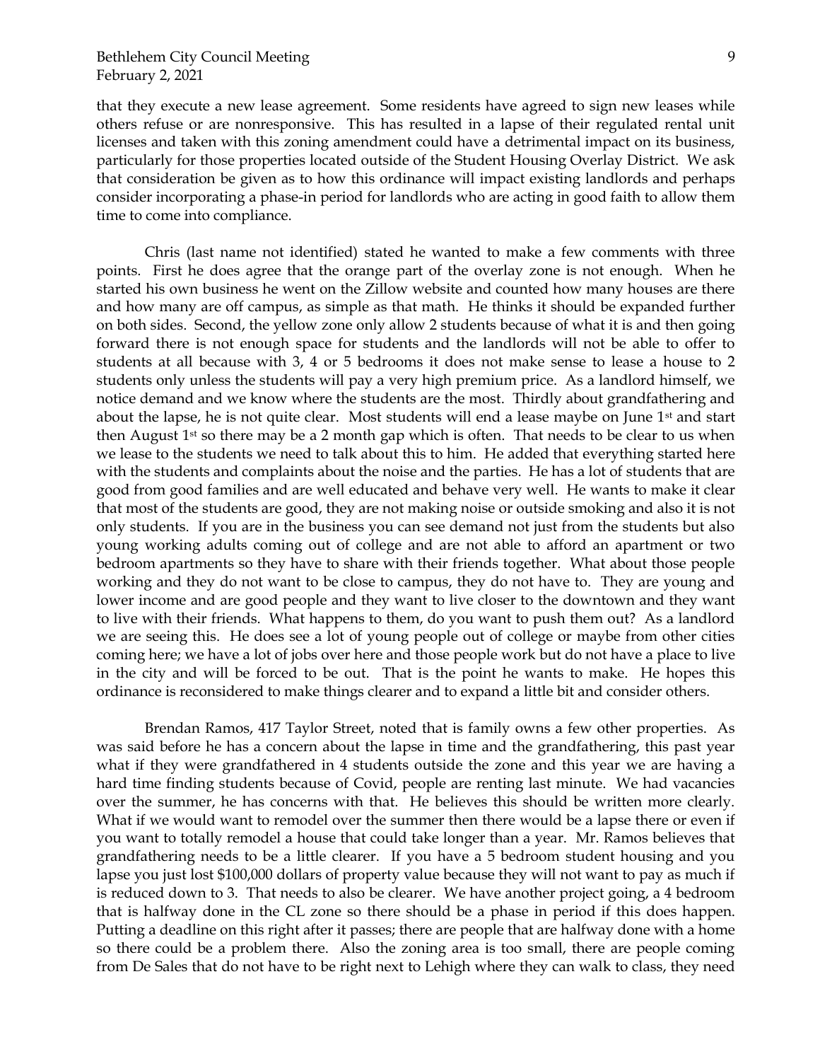that they execute a new lease agreement. Some residents have agreed to sign new leases while others refuse or are nonresponsive. This has resulted in a lapse of their regulated rental unit licenses and taken with this zoning amendment could have a detrimental impact on its business, particularly for those properties located outside of the Student Housing Overlay District. We ask that consideration be given as to how this ordinance will impact existing landlords and perhaps consider incorporating a phase-in period for landlords who are acting in good faith to allow them time to come into compliance.

Chris (last name not identified) stated he wanted to make a few comments with three points. First he does agree that the orange part of the overlay zone is not enough. When he started his own business he went on the Zillow website and counted how many houses are there and how many are off campus, as simple as that math. He thinks it should be expanded further on both sides. Second, the yellow zone only allow 2 students because of what it is and then going forward there is not enough space for students and the landlords will not be able to offer to students at all because with 3, 4 or 5 bedrooms it does not make sense to lease a house to 2 students only unless the students will pay a very high premium price. As a landlord himself, we notice demand and we know where the students are the most. Thirdly about grandfathering and about the lapse, he is not quite clear. Most students will end a lease maybe on June 1st and start then August 1st so there may be a 2 month gap which is often. That needs to be clear to us when we lease to the students we need to talk about this to him. He added that everything started here with the students and complaints about the noise and the parties. He has a lot of students that are good from good families and are well educated and behave very well. He wants to make it clear that most of the students are good, they are not making noise or outside smoking and also it is not only students. If you are in the business you can see demand not just from the students but also young working adults coming out of college and are not able to afford an apartment or two bedroom apartments so they have to share with their friends together. What about those people working and they do not want to be close to campus, they do not have to. They are young and lower income and are good people and they want to live closer to the downtown and they want to live with their friends. What happens to them, do you want to push them out? As a landlord we are seeing this. He does see a lot of young people out of college or maybe from other cities coming here; we have a lot of jobs over here and those people work but do not have a place to live in the city and will be forced to be out. That is the point he wants to make. He hopes this ordinance is reconsidered to make things clearer and to expand a little bit and consider others.

Brendan Ramos, 417 Taylor Street, noted that is family owns a few other properties. As was said before he has a concern about the lapse in time and the grandfathering, this past year what if they were grandfathered in 4 students outside the zone and this year we are having a hard time finding students because of Covid, people are renting last minute. We had vacancies over the summer, he has concerns with that. He believes this should be written more clearly. What if we would want to remodel over the summer then there would be a lapse there or even if you want to totally remodel a house that could take longer than a year. Mr. Ramos believes that grandfathering needs to be a little clearer. If you have a 5 bedroom student housing and you lapse you just lost $100,000 dollars of property value because they will not want to pay as much if is reduced down to 3. That needs to also be clearer. We have another project going, a 4 bedroom that is halfway done in the CL zone so there should be a phase in period if this does happen. Putting a deadline on this right after it passes; there are people that are halfway done with a home so there could be a problem there. Also the zoning area is too small, there are people coming from De Sales that do not have to be right next to Lehigh where they can walk to class, they need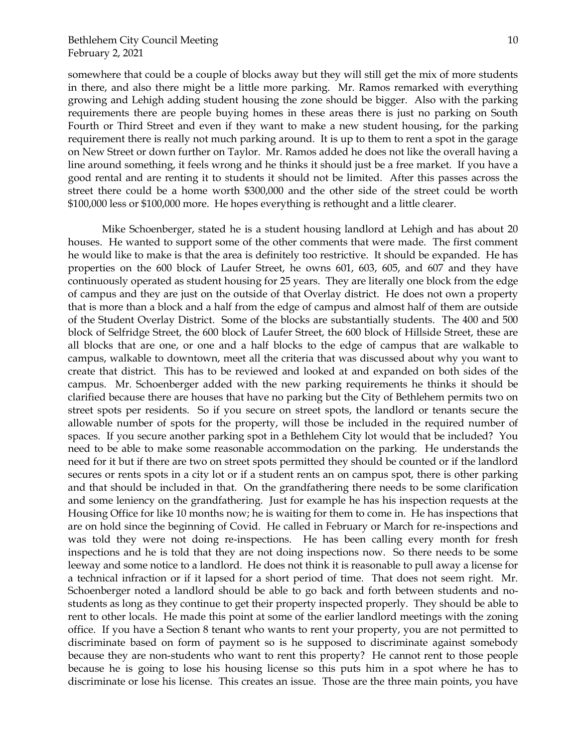somewhere that could be a couple of blocks away but they will still get the mix of more students in there, and also there might be a little more parking. Mr. Ramos remarked with everything growing and Lehigh adding student housing the zone should be bigger. Also with the parking requirements there are people buying homes in these areas there is just no parking on South Fourth or Third Street and even if they want to make a new student housing, for the parking requirement there is really not much parking around. It is up to them to rent a spot in the garage on New Street or down further on Taylor. Mr. Ramos added he does not like the overall having a line around something, it feels wrong and he thinks it should just be a free market. If you have a good rental and are renting it to students it should not be limited. After this passes across the street there could be a home worth $300,000 and the other side of the street could be worth $100,000 less or $100,000 more. He hopes everything is rethought and a little clearer.

Mike Schoenberger, stated he is a student housing landlord at Lehigh and has about 20 houses. He wanted to support some of the other comments that were made. The first comment he would like to make is that the area is definitely too restrictive. It should be expanded. He has properties on the 600 block of Laufer Street, he owns 601, 603, 605, and 607 and they have continuously operated as student housing for 25 years. They are literally one block from the edge of campus and they are just on the outside of that Overlay district. He does not own a property that is more than a block and a half from the edge of campus and almost half of them are outside of the Student Overlay District. Some of the blocks are substantially students. The 400 and 500 block of Selfridge Street, the 600 block of Laufer Street, the 600 block of Hillside Street, these are all blocks that are one, or one and a half blocks to the edge of campus that are walkable to campus, walkable to downtown, meet all the criteria that was discussed about why you want to create that district. This has to be reviewed and looked at and expanded on both sides of the campus. Mr. Schoenberger added with the new parking requirements he thinks it should be clarified because there are houses that have no parking but the City of Bethlehem permits two on street spots per residents. So if you secure on street spots, the landlord or tenants secure the allowable number of spots for the property, will those be included in the required number of spaces. If you secure another parking spot in a Bethlehem City lot would that be included? You need to be able to make some reasonable accommodation on the parking. He understands the need for it but if there are two on street spots permitted they should be counted or if the landlord secures or rents spots in a city lot or if a student rents an on campus spot, there is other parking and that should be included in that. On the grandfathering there needs to be some clarification and some leniency on the grandfathering. Just for example he has his inspection requests at the Housing Office for like 10 months now; he is waiting for them to come in. He has inspections that are on hold since the beginning of Covid. He called in February or March for re-inspections and was told they were not doing re-inspections. He has been calling every month for fresh inspections and he is told that they are not doing inspections now. So there needs to be some leeway and some notice to a landlord. He does not think it is reasonable to pull away a license for a technical infraction or if it lapsed for a short period of time. That does not seem right. Mr. Schoenberger noted a landlord should be able to go back and forth between students and no-students as long as they continue to get their property inspected properly. They should be able to rent to other locals. He made this point at some of the earlier landlord meetings with the zoning office. If you have a Section 8 tenant who wants to rent your property, you are not permitted to discriminate based on form of payment so is he supposed to discriminate against somebody because they are non-students who want to rent this property? He cannot rent to those people because he is going to lose his housing license so this puts him in a spot where he has to discriminate or lose his license. This creates an issue. Those are the three main points, you have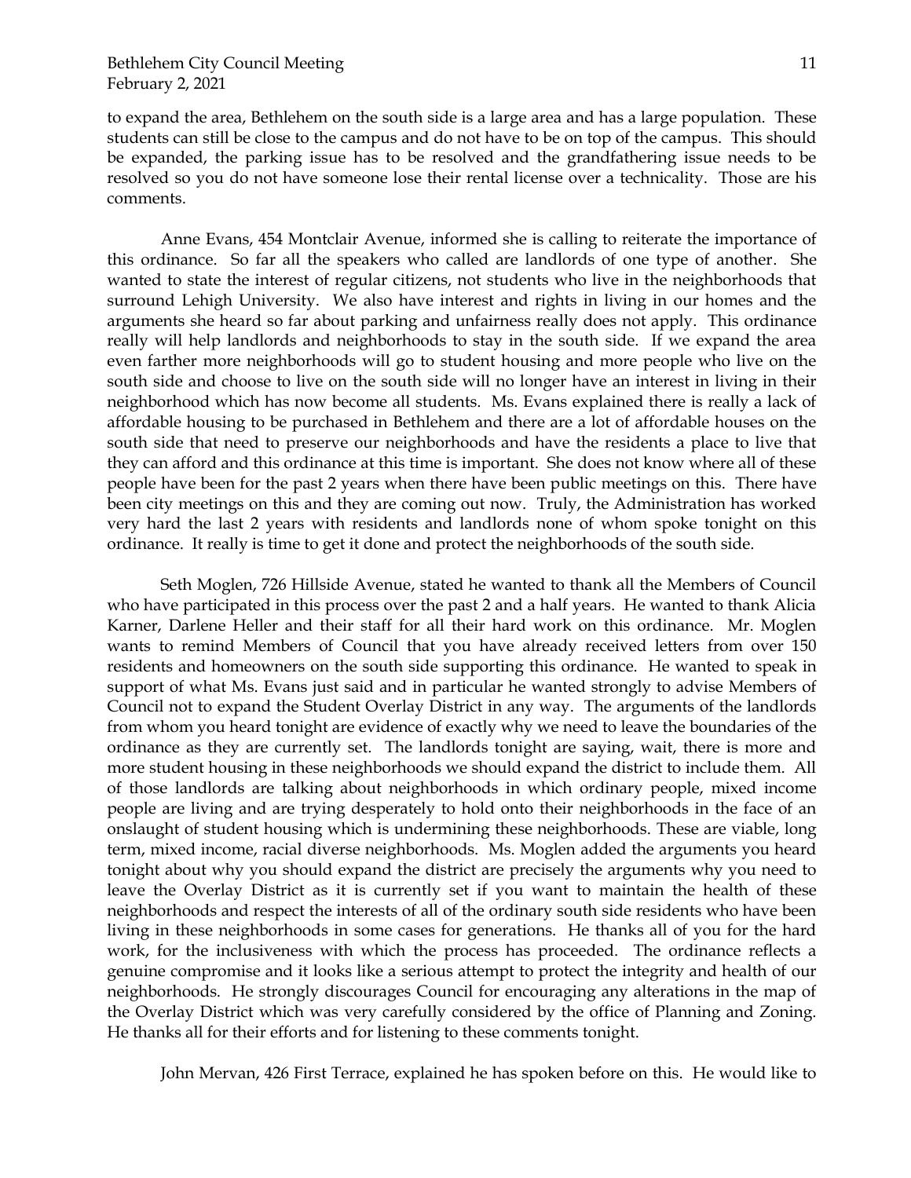to expand the area, Bethlehem on the south side is a large area and has a large population. These students can still be close to the campus and do not have to be on top of the campus. This should be expanded, the parking issue has to be resolved and the grandfathering issue needs to be resolved so you do not have someone lose their rental license over a technicality. Those are his comments.

Anne Evans, 454 Montclair Avenue, informed she is calling to reiterate the importance of this ordinance. So far all the speakers who called are landlords of one type of another. She wanted to state the interest of regular citizens, not students who live in the neighborhoods that surround Lehigh University. We also have interest and rights in living in our homes and the arguments she heard so far about parking and unfairness really does not apply. This ordinance really will help landlords and neighborhoods to stay in the south side. If we expand the area even farther more neighborhoods will go to student housing and more people who live on the south side and choose to live on the south side will no longer have an interest in living in their neighborhood which has now become all students. Ms. Evans explained there is really a lack of affordable housing to be purchased in Bethlehem and there are a lot of affordable houses on the south side that need to preserve our neighborhoods and have the residents a place to live that they can afford and this ordinance at this time is important. She does not know where all of these people have been for the past 2 years when there have been public meetings on this. There have been city meetings on this and they are coming out now. Truly, the Administration has worked very hard the last 2 years with residents and landlords none of whom spoke tonight on this ordinance. It really is time to get it done and protect the neighborhoods of the south side.

Seth Moglen, 726 Hillside Avenue, stated he wanted to thank all the Members of Council who have participated in this process over the past 2 and a half years. He wanted to thank Alicia Karner, Darlene Heller and their staff for all their hard work on this ordinance. Mr. Moglen wants to remind Members of Council that you have already received letters from over 150 residents and homeowners on the south side supporting this ordinance. He wanted to speak in support of what Ms. Evans just said and in particular he wanted strongly to advise Members of Council not to expand the Student Overlay District in any way. The arguments of the landlords from whom you heard tonight are evidence of exactly why we need to leave the boundaries of the ordinance as they are currently set. The landlords tonight are saying, wait, there is more and more student housing in these neighborhoods we should expand the district to include them. All of those landlords are talking about neighborhoods in which ordinary people, mixed income people are living and are trying desperately to hold onto their neighborhoods in the face of an onslaught of student housing which is undermining these neighborhoods. These are viable, long term, mixed income, racial diverse neighborhoods. Ms. Moglen added the arguments you heard tonight about why you should expand the district are precisely the arguments why you need to leave the Overlay District as it is currently set if you want to maintain the health of these neighborhoods and respect the interests of all of the ordinary south side residents who have been living in these neighborhoods in some cases for generations. He thanks all of you for the hard work, for the inclusiveness with which the process has proceeded. The ordinance reflects a genuine compromise and it looks like a serious attempt to protect the integrity and health of our neighborhoods. He strongly discourages Council for encouraging any alterations in the map of the Overlay District which was very carefully considered by the office of Planning and Zoning. He thanks all for their efforts and for listening to these comments tonight.

John Mervan, 426 First Terrace, explained he has spoken before on this. He would like to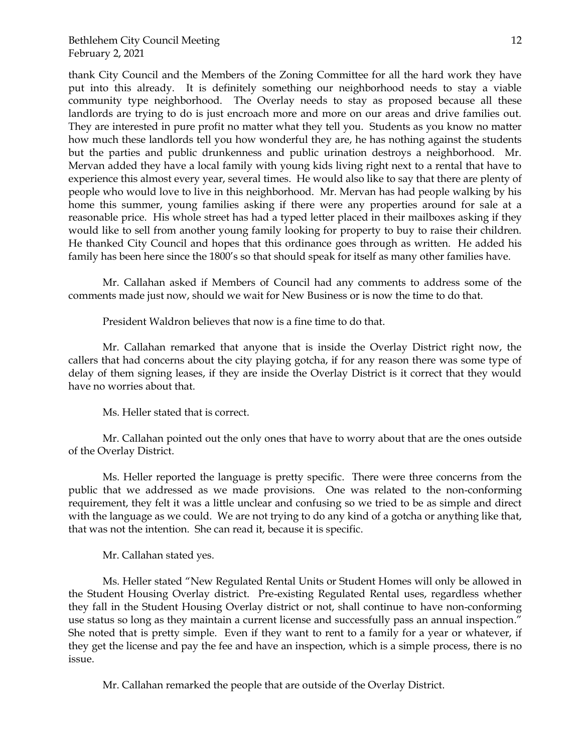thank City Council and the Members of the Zoning Committee for all the hard work they have put into this already. It is definitely something our neighborhood needs to stay a viable community type neighborhood. The Overlay needs to stay as proposed because all these landlords are trying to do is just encroach more and more on our areas and drive families out. They are interested in pure profit no matter what they tell you. Students as you know no matter how much these landlords tell you how wonderful they are, he has nothing against the students but the parties and public drunkenness and public urination destroys a neighborhood. Mr. Mervan added they have a local family with young kids living right next to a rental that have to experience this almost every year, several times. He would also like to say that there are plenty of people who would love to live in this neighborhood. Mr. Mervan has had people walking by his home this summer, young families asking if there were any properties around for sale at a reasonable price. His whole street has had a typed letter placed in their mailboxes asking if they would like to sell from another young family looking for property to buy to raise their children. He thanked City Council and hopes that this ordinance goes through as written. He added his family has been here since the 1800's so that should speak for itself as many other families have.

Mr. Callahan asked if Members of Council had any comments to address some of the comments made just now, should we wait for New Business or is now the time to do that.

President Waldron believes that now is a fine time to do that.

Mr. Callahan remarked that anyone that is inside the Overlay District right now, the callers that had concerns about the city playing gotcha, if for any reason there was some type of delay of them signing leases, if they are inside the Overlay District is it correct that they would have no worries about that.

Ms. Heller stated that is correct.

Mr. Callahan pointed out the only ones that have to worry about that are the ones outside of the Overlay District.

Ms. Heller reported the language is pretty specific. There were three concerns from the public that we addressed as we made provisions. One was related to the non-conforming requirement, they felt it was a little unclear and confusing so we tried to be as simple and direct with the language as we could. We are not trying to do any kind of a gotcha or anything like that, that was not the intention. She can read it, because it is specific.

Mr. Callahan stated yes.

Ms. Heller stated "New Regulated Rental Units or Student Homes will only be allowed in the Student Housing Overlay district. Pre-existing Regulated Rental uses, regardless whether they fall in the Student Housing Overlay district or not, shall continue to have non-conforming use status so long as they maintain a current license and successfully pass an annual inspection." She noted that is pretty simple. Even if they want to rent to a family for a year or whatever, if they get the license and pay the fee and have an inspection, which is a simple process, there is no issue.

Mr. Callahan remarked the people that are outside of the Overlay District.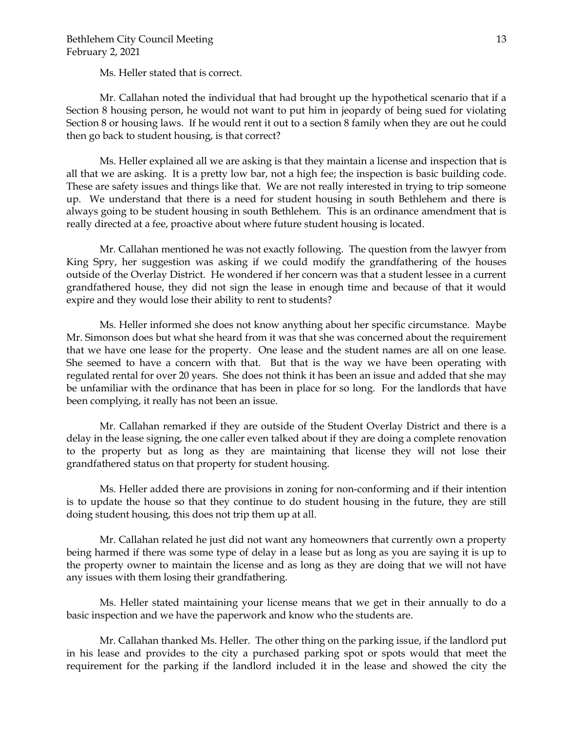Ms. Heller stated that is correct.

Mr. Callahan noted the individual that had brought up the hypothetical scenario that if a Section 8 housing person, he would not want to put him in jeopardy of being sued for violating Section 8 or housing laws. If he would rent it out to a section 8 family when they are out he could then go back to student housing, is that correct?

Ms. Heller explained all we are asking is that they maintain a license and inspection that is all that we are asking. It is a pretty low bar, not a high fee; the inspection is basic building code. These are safety issues and things like that. We are not really interested in trying to trip someone up. We understand that there is a need for student housing in south Bethlehem and there is always going to be student housing in south Bethlehem. This is an ordinance amendment that is really directed at a fee, proactive about where future student housing is located.

Mr. Callahan mentioned he was not exactly following. The question from the lawyer from King Spry, her suggestion was asking if we could modify the grandfathering of the houses outside of the Overlay District. He wondered if her concern was that a student lessee in a current grandfathered house, they did not sign the lease in enough time and because of that it would expire and they would lose their ability to rent to students?

Ms. Heller informed she does not know anything about her specific circumstance. Maybe Mr. Simonson does but what she heard from it was that she was concerned about the requirement that we have one lease for the property. One lease and the student names are all on one lease. She seemed to have a concern with that. But that is the way we have been operating with regulated rental for over 20 years. She does not think it has been an issue and added that she may be unfamiliar with the ordinance that has been in place for so long. For the landlords that have been complying, it really has not been an issue.

Mr. Callahan remarked if they are outside of the Student Overlay District and there is a delay in the lease signing, the one caller even talked about if they are doing a complete renovation to the property but as long as they are maintaining that license they will not lose their grandfathered status on that property for student housing.

Ms. Heller added there are provisions in zoning for non-conforming and if their intention is to update the house so that they continue to do student housing in the future, they are still doing student housing, this does not trip them up at all.

Mr. Callahan related he just did not want any homeowners that currently own a property being harmed if there was some type of delay in a lease but as long as you are saying it is up to the property owner to maintain the license and as long as they are doing that we will not have any issues with them losing their grandfathering.

Ms. Heller stated maintaining your license means that we get in their annually to do a basic inspection and we have the paperwork and know who the students are.

Mr. Callahan thanked Ms. Heller. The other thing on the parking issue, if the landlord put in his lease and provides to the city a purchased parking spot or spots would that meet the requirement for the parking if the landlord included it in the lease and showed the city the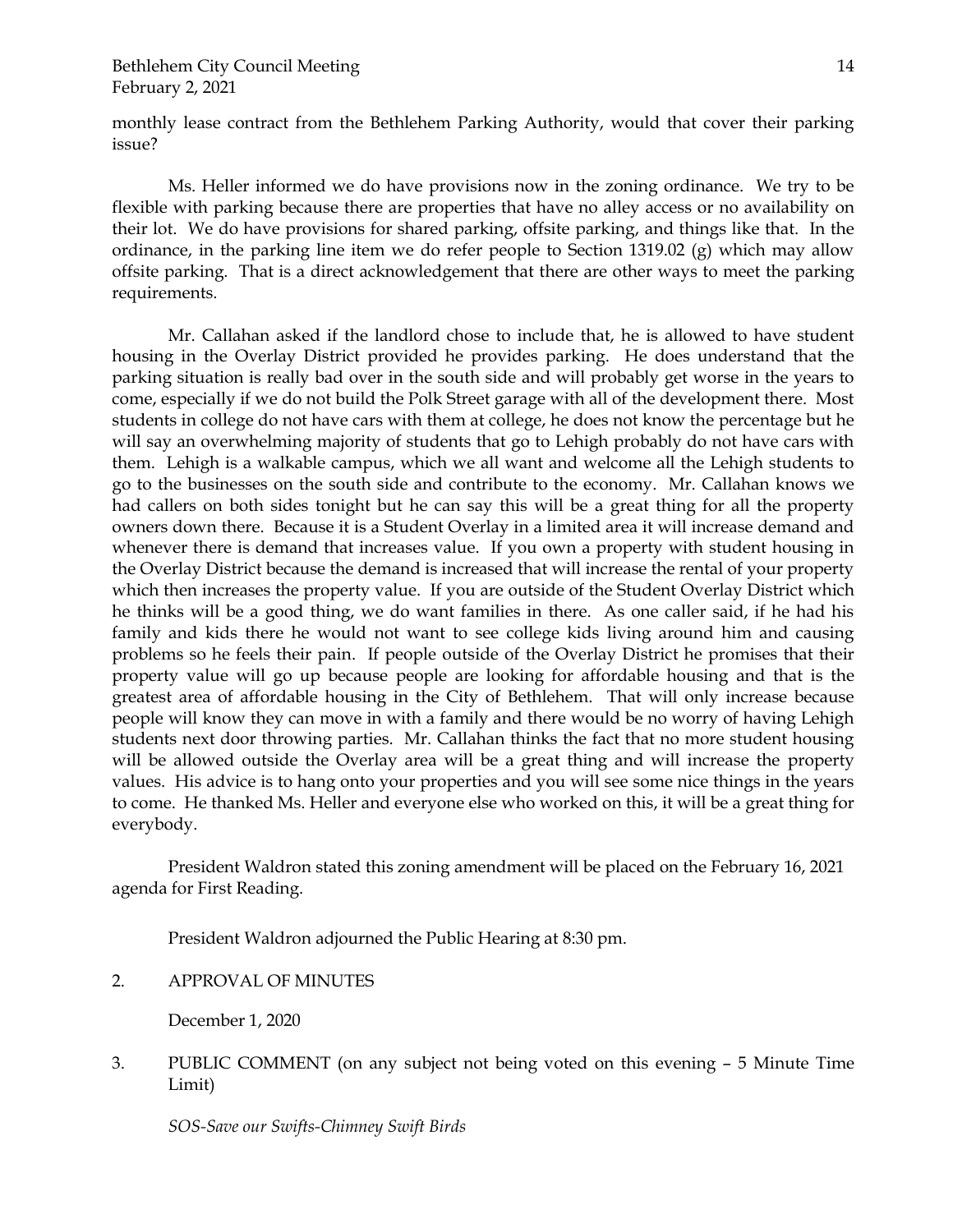monthly lease contract from the Bethlehem Parking Authority, would that cover their parking issue?

Ms. Heller informed we do have provisions now in the zoning ordinance. We try to be flexible with parking because there are properties that have no alley access or no availability on their lot. We do have provisions for shared parking, offsite parking, and things like that. In the ordinance, in the parking line item we do refer people to Section 1319.02 (g) which may allow offsite parking. That is a direct acknowledgement that there are other ways to meet the parking requirements.

Mr. Callahan asked if the landlord chose to include that, he is allowed to have student housing in the Overlay District provided he provides parking. He does understand that the parking situation is really bad over in the south side and will probably get worse in the years to come, especially if we do not build the Polk Street garage with all of the development there. Most students in college do not have cars with them at college, he does not know the percentage but he will say an overwhelming majority of students that go to Lehigh probably do not have cars with them. Lehigh is a walkable campus, which we all want and welcome all the Lehigh students to go to the businesses on the south side and contribute to the economy. Mr. Callahan knows we had callers on both sides tonight but he can say this will be a great thing for all the property owners down there. Because it is a Student Overlay in a limited area it will increase demand and whenever there is demand that increases value. If you own a property with student housing in the Overlay District because the demand is increased that will increase the rental of your property which then increases the property value. If you are outside of the Student Overlay District which he thinks will be a good thing, we do want families in there. As one caller said, if he had his family and kids there he would not want to see college kids living around him and causing problems so he feels their pain. If people outside of the Overlay District he promises that their property value will go up because people are looking for affordable housing and that is the greatest area of affordable housing in the City of Bethlehem. That will only increase because people will know they can move in with a family and there would be no worry of having Lehigh students next door throwing parties. Mr. Callahan thinks the fact that no more student housing will be allowed outside the Overlay area will be a great thing and will increase the property values. His advice is to hang onto your properties and you will see some nice things in the years to come. He thanked Ms. Heller and everyone else who worked on this, it will be a great thing for everybody.

President Waldron stated this zoning amendment will be placed on the February 16, 2021 agenda for First Reading.

President Waldron adjourned the Public Hearing at 8:30 pm.

2. APPROVAL OF MINUTES

December 1, 2020

3. PUBLIC COMMENT (on any subject not being voted on this evening – 5 Minute Time Limit)

*SOS-Save our Swifts-Chimney Swift Birds*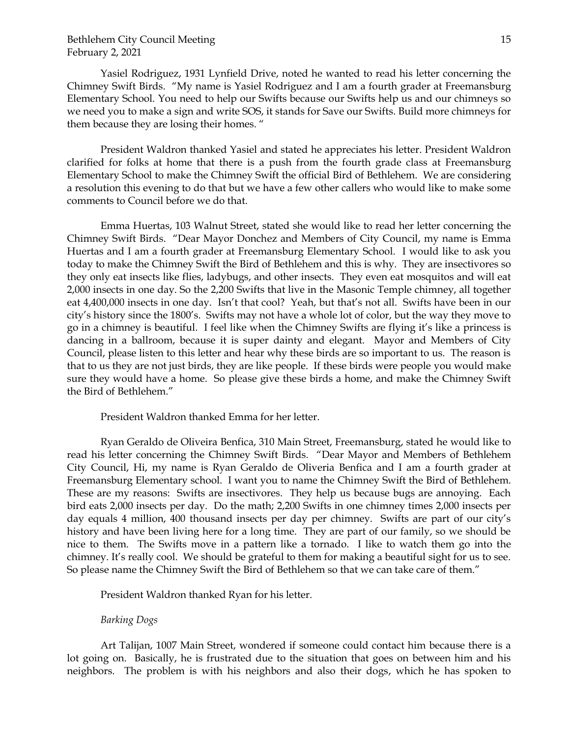Yasiel Rodriguez, 1931 Lynfield Drive, noted he wanted to read his letter concerning the Chimney Swift Birds. "My name is Yasiel Rodriguez and I am a fourth grader at Freemansburg Elementary School. You need to help our Swifts because our Swifts help us and our chimneys so we need you to make a sign and write SOS, it stands for Save our Swifts. Build more chimneys for them because they are losing their homes. "

President Waldron thanked Yasiel and stated he appreciates his letter. President Waldron clarified for folks at home that there is a push from the fourth grade class at Freemansburg Elementary School to make the Chimney Swift the official Bird of Bethlehem. We are considering a resolution this evening to do that but we have a few other callers who would like to make some comments to Council before we do that.

Emma Huertas, 103 Walnut Street, stated she would like to read her letter concerning the Chimney Swift Birds. "Dear Mayor Donchez and Members of City Council, my name is Emma Huertas and I am a fourth grader at Freemansburg Elementary School. I would like to ask you today to make the Chimney Swift the Bird of Bethlehem and this is why. They are insectivores so they only eat insects like flies, ladybugs, and other insects. They even eat mosquitos and will eat 2,000 insects in one day. So the 2,200 Swifts that live in the Masonic Temple chimney, all together eat 4,400,000 insects in one day. Isn't that cool? Yeah, but that's not all. Swifts have been in our city's history since the 1800's. Swifts may not have a whole lot of color, but the way they move to go in a chimney is beautiful. I feel like when the Chimney Swifts are flying it's like a princess is dancing in a ballroom, because it is super dainty and elegant. Mayor and Members of City Council, please listen to this letter and hear why these birds are so important to us. The reason is that to us they are not just birds, they are like people. If these birds were people you would make sure they would have a home. So please give these birds a home, and make the Chimney Swift the Bird of Bethlehem."

President Waldron thanked Emma for her letter.

Ryan Geraldo de Oliveira Benfica, 310 Main Street, Freemansburg, stated he would like to read his letter concerning the Chimney Swift Birds. "Dear Mayor and Members of Bethlehem City Council, Hi, my name is Ryan Geraldo de Oliveria Benfica and I am a fourth grader at Freemansburg Elementary school. I want you to name the Chimney Swift the Bird of Bethlehem. These are my reasons: Swifts are insectivores. They help us because bugs are annoying. Each bird eats 2,000 insects per day. Do the math; 2,200 Swifts in one chimney times 2,000 insects per day equals 4 million, 400 thousand insects per day per chimney. Swifts are part of our city's history and have been living here for a long time. They are part of our family, so we should be nice to them. The Swifts move in a pattern like a tornado. I like to watch them go into the chimney. It's really cool. We should be grateful to them for making a beautiful sight for us to see. So please name the Chimney Swift the Bird of Bethlehem so that we can take care of them."

President Waldron thanked Ryan for his letter.

*Barking Dogs*

Art Talijan, 1007 Main Street, wondered if someone could contact him because there is a lot going on. Basically, he is frustrated due to the situation that goes on between him and his neighbors. The problem is with his neighbors and also their dogs, which he has spoken to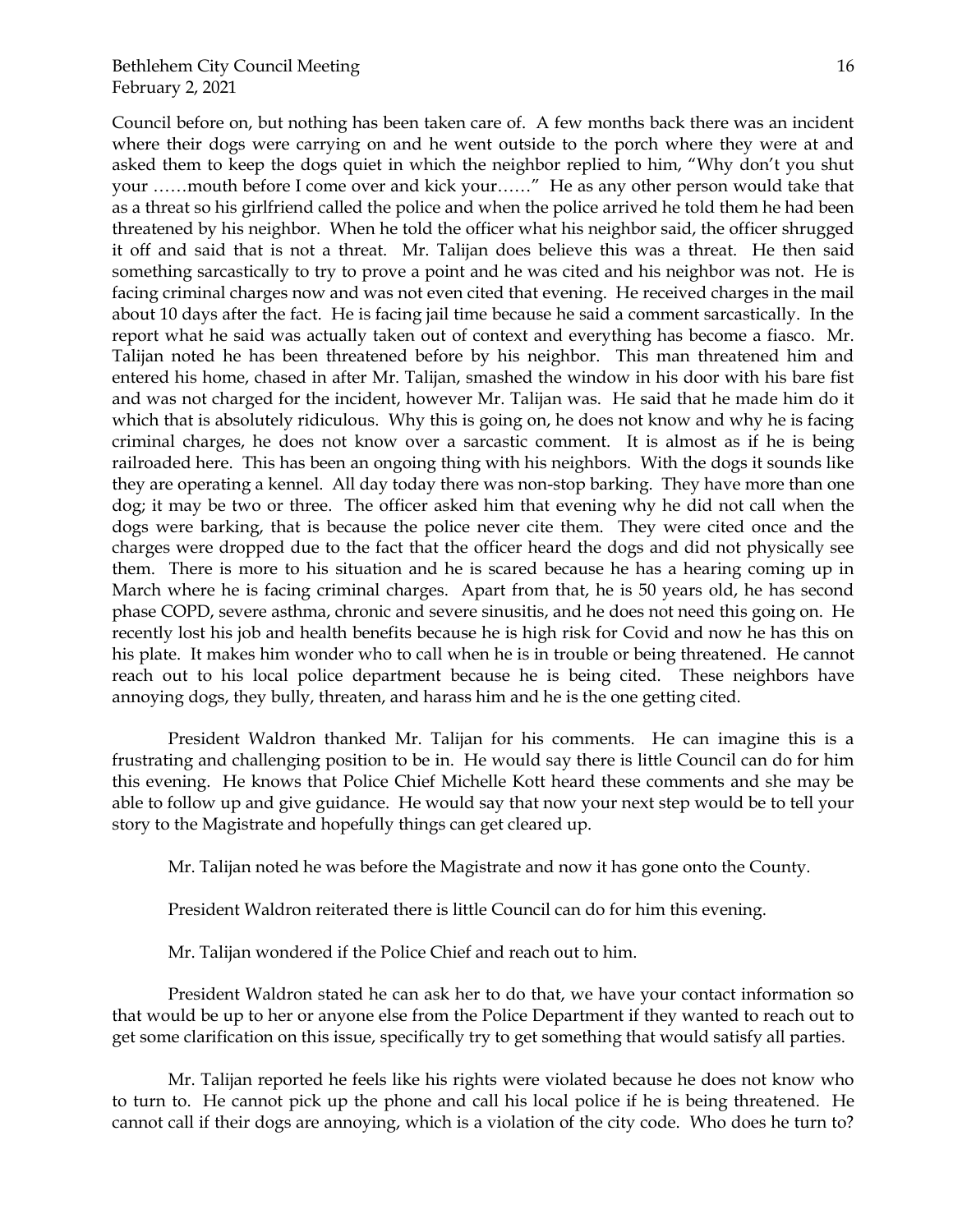Council before on, but nothing has been taken care of. A few months back there was an incident where their dogs were carrying on and he went outside to the porch where they were at and asked them to keep the dogs quiet in which the neighbor replied to him, "Why don't you shut your ……mouth before I come over and kick your……" He as any other person would take that as a threat so his girlfriend called the police and when the police arrived he told them he had been threatened by his neighbor. When he told the officer what his neighbor said, the officer shrugged it off and said that is not a threat. Mr. Talijan does believe this was a threat. He then said something sarcastically to try to prove a point and he was cited and his neighbor was not. He is facing criminal charges now and was not even cited that evening. He received charges in the mail about 10 days after the fact. He is facing jail time because he said a comment sarcastically. In the report what he said was actually taken out of context and everything has become a fiasco. Mr. Talijan noted he has been threatened before by his neighbor. This man threatened him and entered his home, chased in after Mr. Talijan, smashed the window in his door with his bare fist and was not charged for the incident, however Mr. Talijan was. He said that he made him do it which that is absolutely ridiculous. Why this is going on, he does not know and why he is facing criminal charges, he does not know over a sarcastic comment. It is almost as if he is being railroaded here. This has been an ongoing thing with his neighbors. With the dogs it sounds like they are operating a kennel. All day today there was non-stop barking. They have more than one dog; it may be two or three. The officer asked him that evening why he did not call when the dogs were barking, that is because the police never cite them. They were cited once and the charges were dropped due to the fact that the officer heard the dogs and did not physically see them. There is more to his situation and he is scared because he has a hearing coming up in March where he is facing criminal charges. Apart from that, he is 50 years old, he has second phase COPD, severe asthma, chronic and severe sinusitis, and he does not need this going on. He recently lost his job and health benefits because he is high risk for Covid and now he has this on his plate. It makes him wonder who to call when he is in trouble or being threatened. He cannot reach out to his local police department because he is being cited. These neighbors have annoying dogs, they bully, threaten, and harass him and he is the one getting cited.

President Waldron thanked Mr. Talijan for his comments. He can imagine this is a frustrating and challenging position to be in. He would say there is little Council can do for him this evening. He knows that Police Chief Michelle Kott heard these comments and she may be able to follow up and give guidance. He would say that now your next step would be to tell your story to the Magistrate and hopefully things can get cleared up.

Mr. Talijan noted he was before the Magistrate and now it has gone onto the County.

President Waldron reiterated there is little Council can do for him this evening.

Mr. Talijan wondered if the Police Chief and reach out to him.

President Waldron stated he can ask her to do that, we have your contact information so that would be up to her or anyone else from the Police Department if they wanted to reach out to get some clarification on this issue, specifically try to get something that would satisfy all parties.

Mr. Talijan reported he feels like his rights were violated because he does not know who to turn to. He cannot pick up the phone and call his local police if he is being threatened. He cannot call if their dogs are annoying, which is a violation of the city code. Who does he turn to?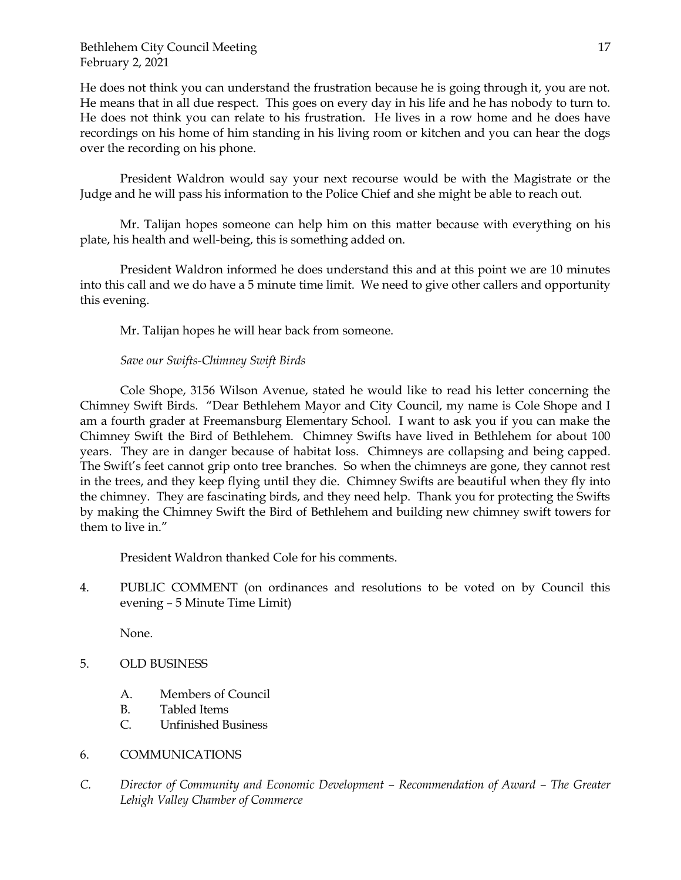He does not think you can understand the frustration because he is going through it, you are not. He means that in all due respect. This goes on every day in his life and he has nobody to turn to. He does not think you can relate to his frustration. He lives in a row home and he does have recordings on his home of him standing in his living room or kitchen and you can hear the dogs over the recording on his phone.

President Waldron would say your next recourse would be with the Magistrate or the Judge and he will pass his information to the Police Chief and she might be able to reach out.

Mr. Talijan hopes someone can help him on this matter because with everything on his plate, his health and well-being, this is something added on.

President Waldron informed he does understand this and at this point we are 10 minutes into this call and we do have a 5 minute time limit. We need to give other callers and opportunity this evening.

Mr. Talijan hopes he will hear back from someone.

*Save our Swifts-Chimney Swift Birds*

Cole Shope, 3156 Wilson Avenue, stated he would like to read his letter concerning the Chimney Swift Birds. "Dear Bethlehem Mayor and City Council, my name is Cole Shope and I am a fourth grader at Freemansburg Elementary School. I want to ask you if you can make the Chimney Swift the Bird of Bethlehem. Chimney Swifts have lived in Bethlehem for about 100 years. They are in danger because of habitat loss. Chimneys are collapsing and being capped. The Swift's feet cannot grip onto tree branches. So when the chimneys are gone, they cannot rest in the trees, and they keep flying until they die. Chimney Swifts are beautiful when they fly into the chimney. They are fascinating birds, and they need help. Thank you for protecting the Swifts by making the Chimney Swift the Bird of Bethlehem and building new chimney swift towers for them to live in."

President Waldron thanked Cole for his comments.

4. PUBLIC COMMENT (on ordinances and resolutions to be voted on by Council this evening – 5 Minute Time Limit)

   None.

5. OLD BUSINESS

   A. Members of Council
   B. Tabled Items
   C. Unfinished Business

6. COMMUNICATIONS

*C. Director of Community and Economic Development – Recommendation of Award – The Greater Lehigh Valley Chamber of Commerce*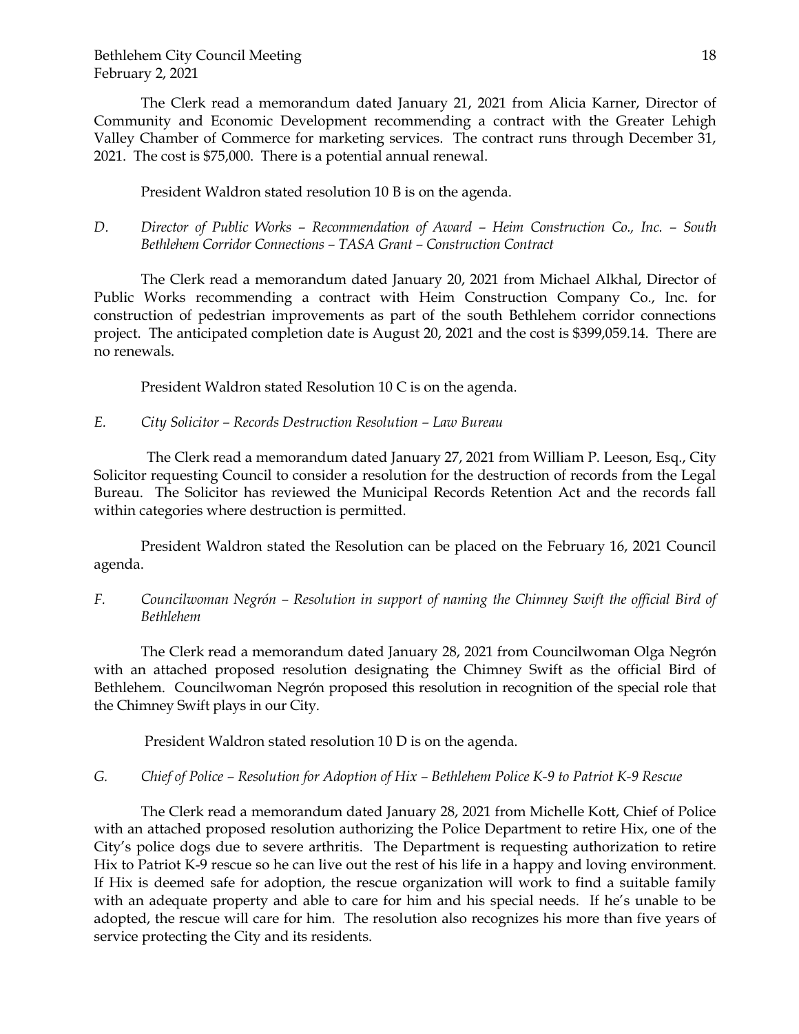The Clerk read a memorandum dated January 21, 2021 from Alicia Karner, Director of Community and Economic Development recommending a contract with the Greater Lehigh Valley Chamber of Commerce for marketing services. The contract runs through December 31, 2021. The cost is $75,000. There is a potential annual renewal.

President Waldron stated resolution 10 B is on the agenda.

*D. Director of Public Works – Recommendation of Award – Heim Construction Co., Inc. – South Bethlehem Corridor Connections – TASA Grant – Construction Contract*

The Clerk read a memorandum dated January 20, 2021 from Michael Alkhal, Director of Public Works recommending a contract with Heim Construction Company Co., Inc. for construction of pedestrian improvements as part of the south Bethlehem corridor connections project. The anticipated completion date is August 20, 2021 and the cost is $399,059.14. There are no renewals.

President Waldron stated Resolution 10 C is on the agenda.

*E. City Solicitor – Records Destruction Resolution – Law Bureau*

The Clerk read a memorandum dated January 27, 2021 from William P. Leeson, Esq., City Solicitor requesting Council to consider a resolution for the destruction of records from the Legal Bureau. The Solicitor has reviewed the Municipal Records Retention Act and the records fall within categories where destruction is permitted.

President Waldron stated the Resolution can be placed on the February 16, 2021 Council agenda.

*F. Councilwoman Negrón – Resolution in support of naming the Chimney Swift the official Bird of Bethlehem*

The Clerk read a memorandum dated January 28, 2021 from Councilwoman Olga Negrón with an attached proposed resolution designating the Chimney Swift as the official Bird of Bethlehem. Councilwoman Negrón proposed this resolution in recognition of the special role that the Chimney Swift plays in our City.

President Waldron stated resolution 10 D is on the agenda.

*G. Chief of Police – Resolution for Adoption of Hix – Bethlehem Police K-9 to Patriot K-9 Rescue*

The Clerk read a memorandum dated January 28, 2021 from Michelle Kott, Chief of Police with an attached proposed resolution authorizing the Police Department to retire Hix, one of the City's police dogs due to severe arthritis. The Department is requesting authorization to retire Hix to Patriot K-9 rescue so he can live out the rest of his life in a happy and loving environment. If Hix is deemed safe for adoption, the rescue organization will work to find a suitable family with an adequate property and able to care for him and his special needs. If he's unable to be adopted, the rescue will care for him. The resolution also recognizes his more than five years of service protecting the City and its residents.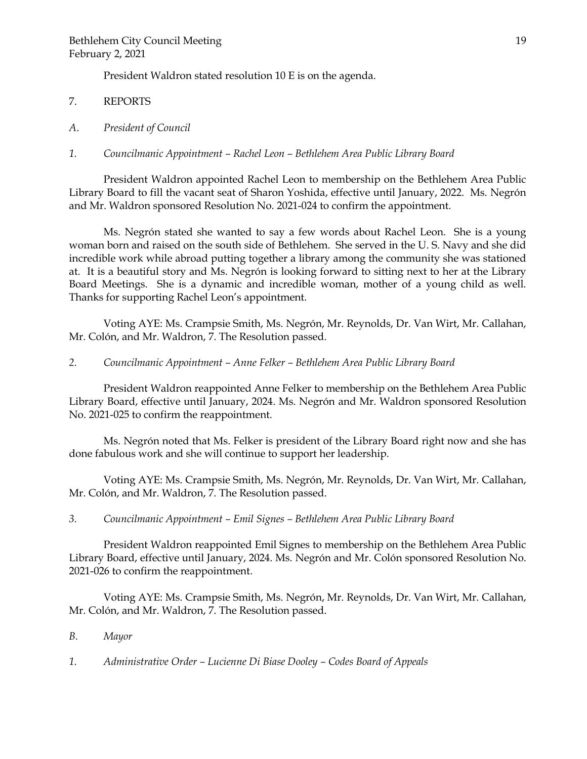President Waldron stated resolution 10 E is on the agenda.

7. REPORTS

*A. President of Council*

*1. Councilmanic Appointment – Rachel Leon – Bethlehem Area Public Library Board*

President Waldron appointed Rachel Leon to membership on the Bethlehem Area Public Library Board to fill the vacant seat of Sharon Yoshida, effective until January, 2022. Ms. Negrón and Mr. Waldron sponsored Resolution No. 2021-024 to confirm the appointment.

Ms. Negrón stated she wanted to say a few words about Rachel Leon. She is a young woman born and raised on the south side of Bethlehem. She served in the U. S. Navy and she did incredible work while abroad putting together a library among the community she was stationed at. It is a beautiful story and Ms. Negrón is looking forward to sitting next to her at the Library Board Meetings. She is a dynamic and incredible woman, mother of a young child as well. Thanks for supporting Rachel Leon's appointment.

Voting AYE: Ms. Crampsie Smith, Ms. Negrón, Mr. Reynolds, Dr. Van Wirt, Mr. Callahan, Mr. Colón, and Mr. Waldron, 7. The Resolution passed.

*2. Councilmanic Appointment – Anne Felker – Bethlehem Area Public Library Board*

President Waldron reappointed Anne Felker to membership on the Bethlehem Area Public Library Board, effective until January, 2024. Ms. Negrón and Mr. Waldron sponsored Resolution No. 2021-025 to confirm the reappointment.

Ms. Negrón noted that Ms. Felker is president of the Library Board right now and she has done fabulous work and she will continue to support her leadership.

Voting AYE: Ms. Crampsie Smith, Ms. Negrón, Mr. Reynolds, Dr. Van Wirt, Mr. Callahan, Mr. Colón, and Mr. Waldron, 7. The Resolution passed.

*3. Councilmanic Appointment – Emil Signes – Bethlehem Area Public Library Board*

President Waldron reappointed Emil Signes to membership on the Bethlehem Area Public Library Board, effective until January, 2024. Ms. Negrón and Mr. Colón sponsored Resolution No. 2021-026 to confirm the reappointment.

Voting AYE: Ms. Crampsie Smith, Ms. Negrón, Mr. Reynolds, Dr. Van Wirt, Mr. Callahan, Mr. Colón, and Mr. Waldron, 7. The Resolution passed.

*B. Mayor*

*1. Administrative Order – Lucienne Di Biase Dooley – Codes Board of Appeals*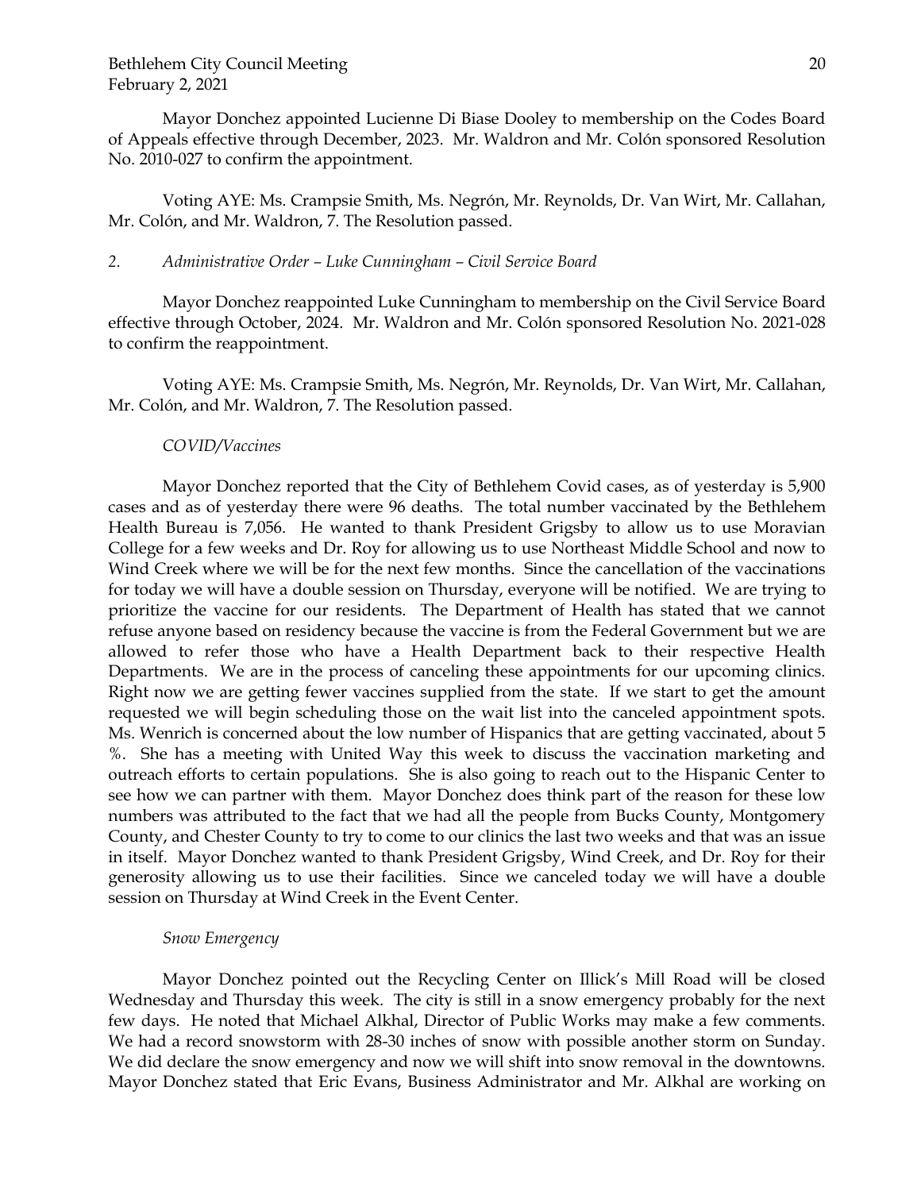Mayor Donchez appointed Lucienne Di Biase Dooley to membership on the Codes Board of Appeals effective through December, 2023. Mr. Waldron and Mr. Colón sponsored Resolution No. 2010-027 to confirm the appointment.

Voting AYE: Ms. Crampsie Smith, Ms. Negrón, Mr. Reynolds, Dr. Van Wirt, Mr. Callahan, Mr. Colón, and Mr. Waldron, 7. The Resolution passed.

*2. Administrative Order – Luke Cunningham – Civil Service Board*

Mayor Donchez reappointed Luke Cunningham to membership on the Civil Service Board effective through October, 2024. Mr. Waldron and Mr. Colón sponsored Resolution No. 2021-028 to confirm the reappointment.

Voting AYE: Ms. Crampsie Smith, Ms. Negrón, Mr. Reynolds, Dr. Van Wirt, Mr. Callahan, Mr. Colón, and Mr. Waldron, 7. The Resolution passed.

*COVID/Vaccines*

Mayor Donchez reported that the City of Bethlehem Covid cases, as of yesterday is 5,900 cases and as of yesterday there were 96 deaths. The total number vaccinated by the Bethlehem Health Bureau is 7,056. He wanted to thank President Grigsby to allow us to use Moravian College for a few weeks and Dr. Roy for allowing us to use Northeast Middle School and now to Wind Creek where we will be for the next few months. Since the cancellation of the vaccinations for today we will have a double session on Thursday, everyone will be notified. We are trying to prioritize the vaccine for our residents. The Department of Health has stated that we cannot refuse anyone based on residency because the vaccine is from the Federal Government but we are allowed to refer those who have a Health Department back to their respective Health Departments. We are in the process of canceling these appointments for our upcoming clinics. Right now we are getting fewer vaccines supplied from the state. If we start to get the amount requested we will begin scheduling those on the wait list into the canceled appointment spots. Ms. Wenrich is concerned about the low number of Hispanics that are getting vaccinated, about 5 %. She has a meeting with United Way this week to discuss the vaccination marketing and outreach efforts to certain populations. She is also going to reach out to the Hispanic Center to see how we can partner with them. Mayor Donchez does think part of the reason for these low numbers was attributed to the fact that we had all the people from Bucks County, Montgomery County, and Chester County to try to come to our clinics the last two weeks and that was an issue in itself. Mayor Donchez wanted to thank President Grigsby, Wind Creek, and Dr. Roy for their generosity allowing us to use their facilities. Since we canceled today we will have a double session on Thursday at Wind Creek in the Event Center.

*Snow Emergency*

Mayor Donchez pointed out the Recycling Center on Illick's Mill Road will be closed Wednesday and Thursday this week. The city is still in a snow emergency probably for the next few days. He noted that Michael Alkhal, Director of Public Works may make a few comments. We had a record snowstorm with 28-30 inches of snow with possible another storm on Sunday. We did declare the snow emergency and now we will shift into snow removal in the downtowns. Mayor Donchez stated that Eric Evans, Business Administrator and Mr. Alkhal are working on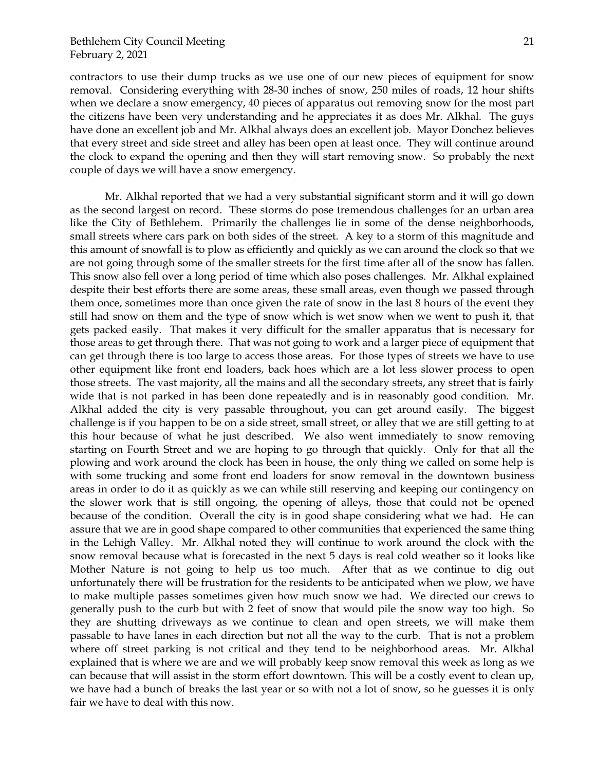contractors to use their dump trucks as we use one of our new pieces of equipment for snow removal. Considering everything with 28-30 inches of snow, 250 miles of roads, 12 hour shifts when we declare a snow emergency, 40 pieces of apparatus out removing snow for the most part the citizens have been very understanding and he appreciates it as does Mr. Alkhal. The guys have done an excellent job and Mr. Alkhal always does an excellent job. Mayor Donchez believes that every street and side street and alley has been open at least once. They will continue around the clock to expand the opening and then they will start removing snow. So probably the next couple of days we will have a snow emergency.

Mr. Alkhal reported that we had a very substantial significant storm and it will go down as the second largest on record. These storms do pose tremendous challenges for an urban area like the City of Bethlehem. Primarily the challenges lie in some of the dense neighborhoods, small streets where cars park on both sides of the street. A key to a storm of this magnitude and this amount of snowfall is to plow as efficiently and quickly as we can around the clock so that we are not going through some of the smaller streets for the first time after all of the snow has fallen. This snow also fell over a long period of time which also poses challenges. Mr. Alkhal explained despite their best efforts there are some areas, these small areas, even though we passed through them once, sometimes more than once given the rate of snow in the last 8 hours of the event they still had snow on them and the type of snow which is wet snow when we went to push it, that gets packed easily. That makes it very difficult for the smaller apparatus that is necessary for those areas to get through there. That was not going to work and a larger piece of equipment that can get through there is too large to access those areas. For those types of streets we have to use other equipment like front end loaders, back hoes which are a lot less slower process to open those streets. The vast majority, all the mains and all the secondary streets, any street that is fairly wide that is not parked in has been done repeatedly and is in reasonably good condition. Mr. Alkhal added the city is very passable throughout, you can get around easily. The biggest challenge is if you happen to be on a side street, small street, or alley that we are still getting to at this hour because of what he just described. We also went immediately to snow removing starting on Fourth Street and we are hoping to go through that quickly. Only for that all the plowing and work around the clock has been in house, the only thing we called on some help is with some trucking and some front end loaders for snow removal in the downtown business areas in order to do it as quickly as we can while still reserving and keeping our contingency on the slower work that is still ongoing, the opening of alleys, those that could not be opened because of the condition. Overall the city is in good shape considering what we had. He can assure that we are in good shape compared to other communities that experienced the same thing in the Lehigh Valley. Mr. Alkhal noted they will continue to work around the clock with the snow removal because what is forecasted in the next 5 days is real cold weather so it looks like Mother Nature is not going to help us too much. After that as we continue to dig out unfortunately there will be frustration for the residents to be anticipated when we plow, we have to make multiple passes sometimes given how much snow we had. We directed our crews to generally push to the curb but with 2 feet of snow that would pile the snow way too high. So they are shutting driveways as we continue to clean and open streets, we will make them passable to have lanes in each direction but not all the way to the curb. That is not a problem where off street parking is not critical and they tend to be neighborhood areas. Mr. Alkhal explained that is where we are and we will probably keep snow removal this week as long as we can because that will assist in the storm effort downtown. This will be a costly event to clean up, we have had a bunch of breaks the last year or so with not a lot of snow, so he guesses it is only fair we have to deal with this now.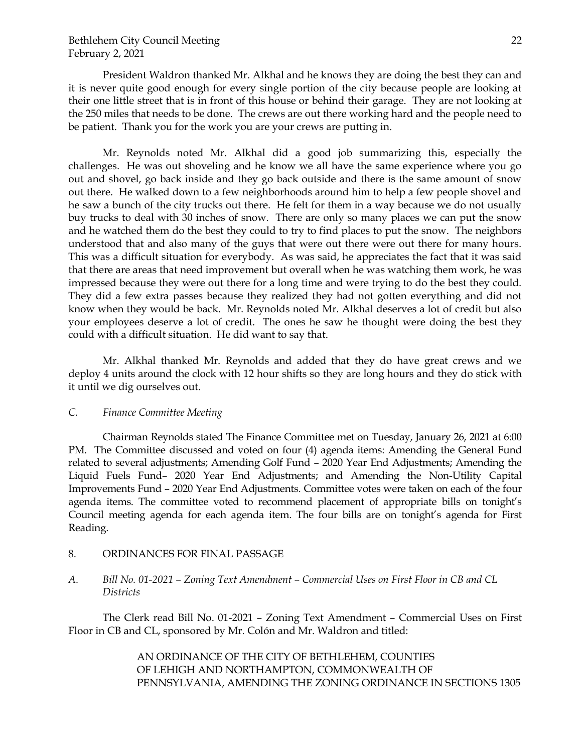President Waldron thanked Mr. Alkhal and he knows they are doing the best they can and it is never quite good enough for every single portion of the city because people are looking at their one little street that is in front of this house or behind their garage. They are not looking at the 250 miles that needs to be done. The crews are out there working hard and the people need to be patient. Thank you for the work you are your crews are putting in.

Mr. Reynolds noted Mr. Alkhal did a good job summarizing this, especially the challenges. He was out shoveling and he know we all have the same experience where you go out and shovel, go back inside and they go back outside and there is the same amount of snow out there. He walked down to a few neighborhoods around him to help a few people shovel and he saw a bunch of the city trucks out there. He felt for them in a way because we do not usually buy trucks to deal with 30 inches of snow. There are only so many places we can put the snow and he watched them do the best they could to try to find places to put the snow. The neighbors understood that and also many of the guys that were out there were out there for many hours. This was a difficult situation for everybody. As was said, he appreciates the fact that it was said that there are areas that need improvement but overall when he was watching them work, he was impressed because they were out there for a long time and were trying to do the best they could. They did a few extra passes because they realized they had not gotten everything and did not know when they would be back. Mr. Reynolds noted Mr. Alkhal deserves a lot of credit but also your employees deserve a lot of credit. The ones he saw he thought were doing the best they could with a difficult situation. He did want to say that.

Mr. Alkhal thanked Mr. Reynolds and added that they do have great crews and we deploy 4 units around the clock with 12 hour shifts so they are long hours and they do stick with it until we dig ourselves out.

*C. Finance Committee Meeting*

Chairman Reynolds stated The Finance Committee met on Tuesday, January 26, 2021 at 6:00 PM. The Committee discussed and voted on four (4) agenda items: Amending the General Fund related to several adjustments; Amending Golf Fund – 2020 Year End Adjustments; Amending the Liquid Fuels Fund– 2020 Year End Adjustments; and Amending the Non-Utility Capital Improvements Fund – 2020 Year End Adjustments. Committee votes were taken on each of the four agenda items. The committee voted to recommend placement of appropriate bills on tonight's Council meeting agenda for each agenda item. The four bills are on tonight's agenda for First Reading.

8. ORDINANCES FOR FINAL PASSAGE

*A. Bill No. 01-2021 – Zoning Text Amendment – Commercial Uses on First Floor in CB and CL Districts*

The Clerk read Bill No. 01-2021 – Zoning Text Amendment – Commercial Uses on First Floor in CB and CL, sponsored by Mr. Colón and Mr. Waldron and titled:

AN ORDINANCE OF THE CITY OF BETHLEHEM, COUNTIES OF LEHIGH AND NORTHAMPTON, COMMONWEALTH OF PENNSYLVANIA, AMENDING THE ZONING ORDINANCE IN SECTIONS 1305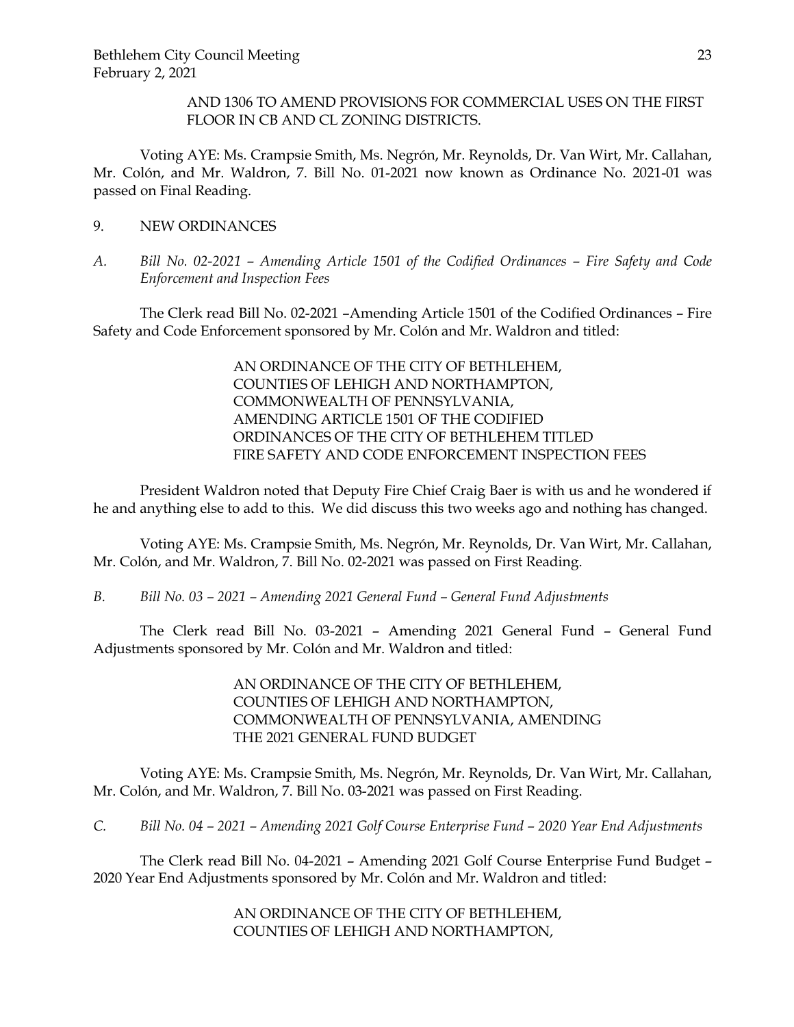AND 1306 TO AMEND PROVISIONS FOR COMMERCIAL USES ON THE FIRST FLOOR IN CB AND CL ZONING DISTRICTS.

Voting AYE: Ms. Crampsie Smith, Ms. Negrón, Mr. Reynolds, Dr. Van Wirt, Mr. Callahan, Mr. Colón, and Mr. Waldron, 7. Bill No. 01-2021 now known as Ordinance No. 2021-01 was passed on Final Reading.

9. NEW ORDINANCES

*A. Bill No. 02-2021 – Amending Article 1501 of the Codified Ordinances – Fire Safety and Code Enforcement and Inspection Fees*

The Clerk read Bill No. 02-2021 –Amending Article 1501 of the Codified Ordinances – Fire Safety and Code Enforcement sponsored by Mr. Colón and Mr. Waldron and titled:

> AN ORDINANCE OF THE CITY OF BETHLEHEM, COUNTIES OF LEHIGH AND NORTHAMPTON, COMMONWEALTH OF PENNSYLVANIA, AMENDING ARTICLE 1501 OF THE CODIFIED ORDINANCES OF THE CITY OF BETHLEHEM TITLED FIRE SAFETY AND CODE ENFORCEMENT INSPECTION FEES

President Waldron noted that Deputy Fire Chief Craig Baer is with us and he wondered if he and anything else to add to this. We did discuss this two weeks ago and nothing has changed.

Voting AYE: Ms. Crampsie Smith, Ms. Negrón, Mr. Reynolds, Dr. Van Wirt, Mr. Callahan, Mr. Colón, and Mr. Waldron, 7. Bill No. 02-2021 was passed on First Reading.

*B. Bill No. 03 – 2021 – Amending 2021 General Fund – General Fund Adjustments*

The Clerk read Bill No. 03-2021 – Amending 2021 General Fund – General Fund Adjustments sponsored by Mr. Colón and Mr. Waldron and titled:

> AN ORDINANCE OF THE CITY OF BETHLEHEM, COUNTIES OF LEHIGH AND NORTHAMPTON, COMMONWEALTH OF PENNSYLVANIA, AMENDING THE 2021 GENERAL FUND BUDGET

Voting AYE: Ms. Crampsie Smith, Ms. Negrón, Mr. Reynolds, Dr. Van Wirt, Mr. Callahan, Mr. Colón, and Mr. Waldron, 7. Bill No. 03-2021 was passed on First Reading.

*C. Bill No. 04 – 2021 – Amending 2021 Golf Course Enterprise Fund – 2020 Year End Adjustments*

The Clerk read Bill No. 04-2021 – Amending 2021 Golf Course Enterprise Fund Budget – 2020 Year End Adjustments sponsored by Mr. Colón and Mr. Waldron and titled:

> AN ORDINANCE OF THE CITY OF BETHLEHEM, COUNTIES OF LEHIGH AND NORTHAMPTON,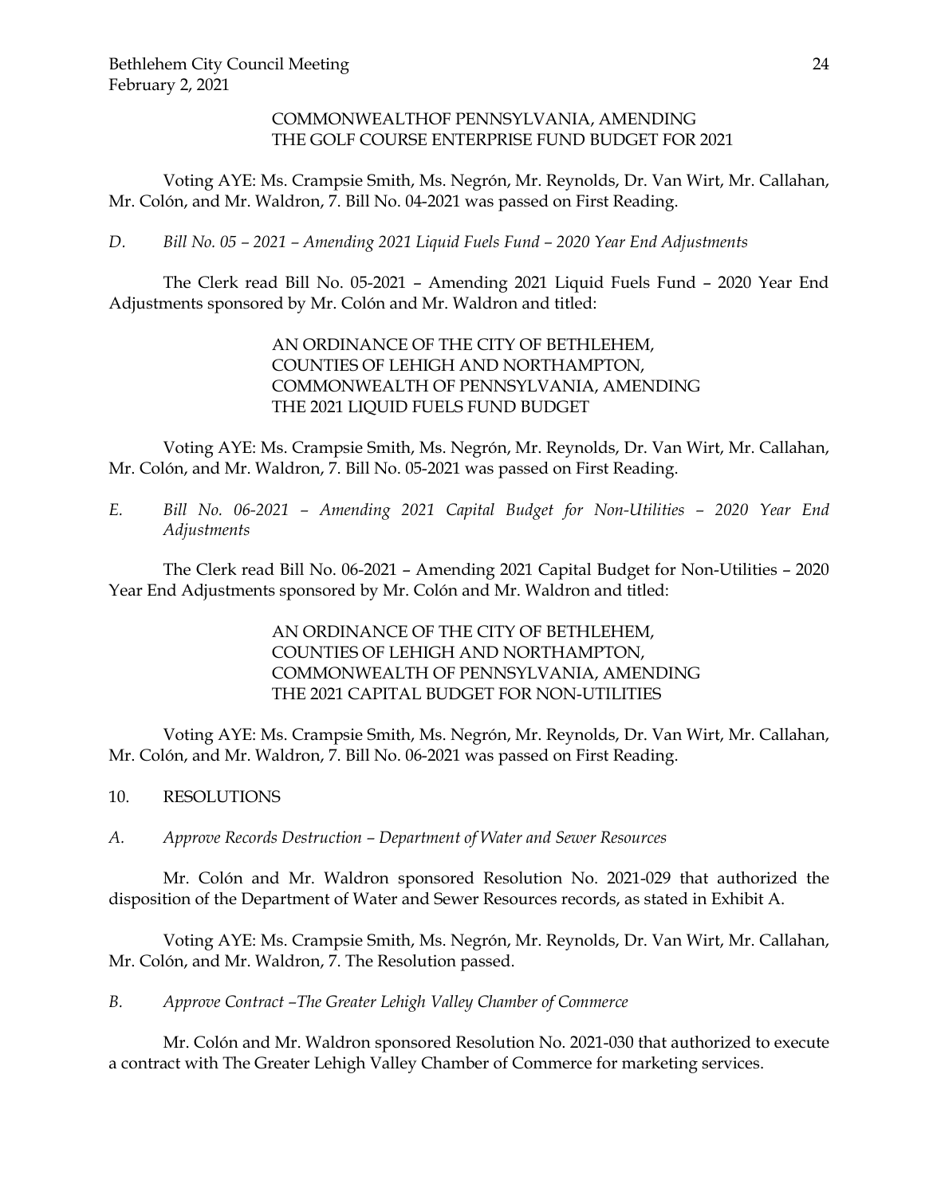COMMONWEALTHOF PENNSYLVANIA, AMENDING
THE GOLF COURSE ENTERPRISE FUND BUDGET FOR 2021

Voting AYE: Ms. Crampsie Smith, Ms. Negrón, Mr. Reynolds, Dr. Van Wirt, Mr. Callahan, Mr. Colón, and Mr. Waldron, 7. Bill No. 04-2021 was passed on First Reading.

*D. Bill No. 05 – 2021 – Amending 2021 Liquid Fuels Fund – 2020 Year End Adjustments*

The Clerk read Bill No. 05-2021 – Amending 2021 Liquid Fuels Fund – 2020 Year End Adjustments sponsored by Mr. Colón and Mr. Waldron and titled:

AN ORDINANCE OF THE CITY OF BETHLEHEM,
COUNTIES OF LEHIGH AND NORTHAMPTON,
COMMONWEALTH OF PENNSYLVANIA, AMENDING
THE 2021 LIQUID FUELS FUND BUDGET

Voting AYE: Ms. Crampsie Smith, Ms. Negrón, Mr. Reynolds, Dr. Van Wirt, Mr. Callahan, Mr. Colón, and Mr. Waldron, 7. Bill No. 05-2021 was passed on First Reading.

*E. Bill No. 06-2021 – Amending 2021 Capital Budget for Non-Utilities – 2020 Year End Adjustments*

The Clerk read Bill No. 06-2021 – Amending 2021 Capital Budget for Non-Utilities – 2020 Year End Adjustments sponsored by Mr. Colón and Mr. Waldron and titled:

AN ORDINANCE OF THE CITY OF BETHLEHEM,
COUNTIES OF LEHIGH AND NORTHAMPTON,
COMMONWEALTH OF PENNSYLVANIA, AMENDING
THE 2021 CAPITAL BUDGET FOR NON-UTILITIES

Voting AYE: Ms. Crampsie Smith, Ms. Negrón, Mr. Reynolds, Dr. Van Wirt, Mr. Callahan, Mr. Colón, and Mr. Waldron, 7. Bill No. 06-2021 was passed on First Reading.

10. RESOLUTIONS

*A. Approve Records Destruction – Department of Water and Sewer Resources*

Mr. Colón and Mr. Waldron sponsored Resolution No. 2021-029 that authorized the disposition of the Department of Water and Sewer Resources records, as stated in Exhibit A.

Voting AYE: Ms. Crampsie Smith, Ms. Negrón, Mr. Reynolds, Dr. Van Wirt, Mr. Callahan, Mr. Colón, and Mr. Waldron, 7. The Resolution passed.

*B. Approve Contract –The Greater Lehigh Valley Chamber of Commerce*

Mr. Colón and Mr. Waldron sponsored Resolution No. 2021-030 that authorized to execute a contract with The Greater Lehigh Valley Chamber of Commerce for marketing services.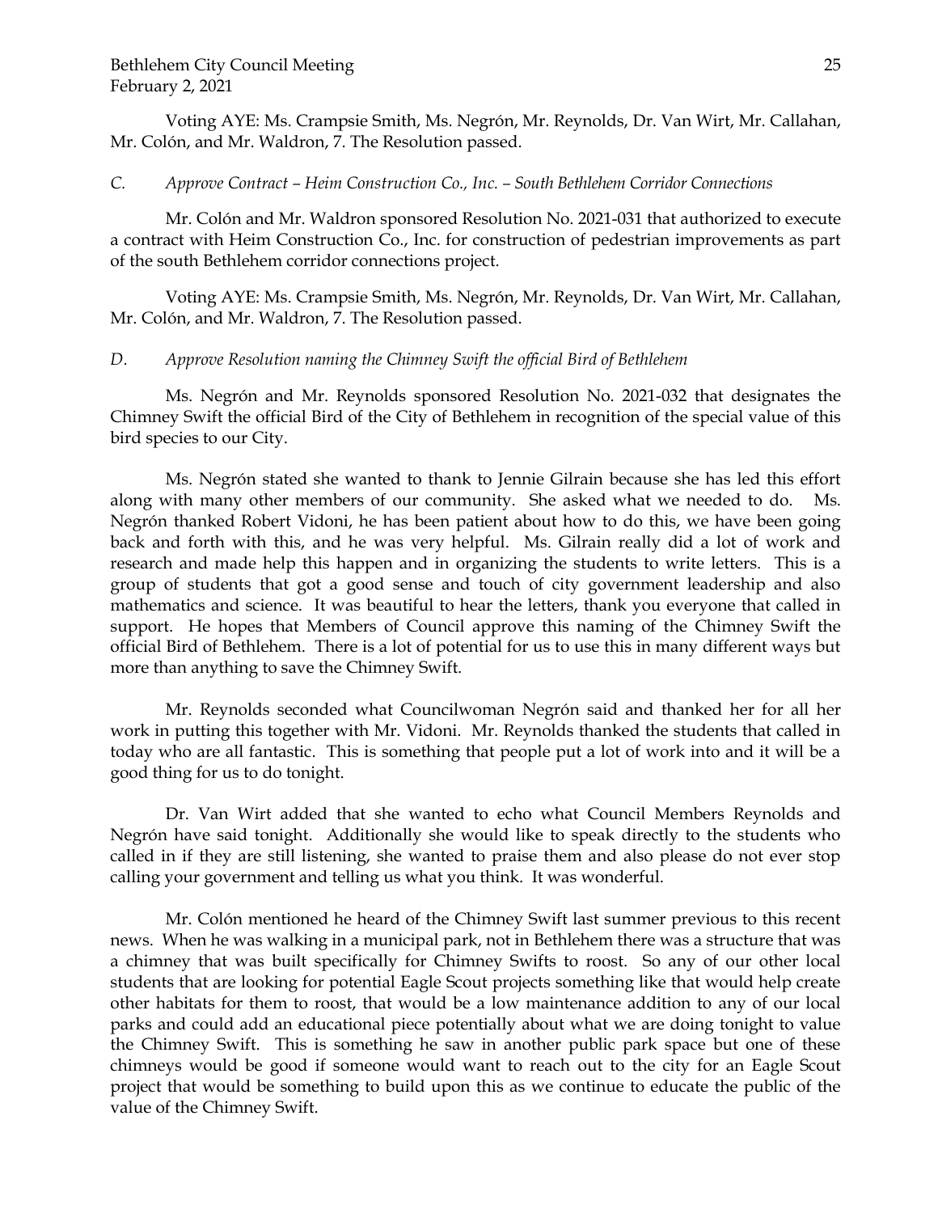Voting AYE: Ms. Crampsie Smith, Ms. Negrón, Mr. Reynolds, Dr. Van Wirt, Mr. Callahan, Mr. Colón, and Mr. Waldron, 7. The Resolution passed.

*C. Approve Contract – Heim Construction Co., Inc. – South Bethlehem Corridor Connections*

Mr. Colón and Mr. Waldron sponsored Resolution No. 2021-031 that authorized to execute a contract with Heim Construction Co., Inc. for construction of pedestrian improvements as part of the south Bethlehem corridor connections project.

Voting AYE: Ms. Crampsie Smith, Ms. Negrón, Mr. Reynolds, Dr. Van Wirt, Mr. Callahan, Mr. Colón, and Mr. Waldron, 7. The Resolution passed.

*D. Approve Resolution naming the Chimney Swift the official Bird of Bethlehem*

Ms. Negrón and Mr. Reynolds sponsored Resolution No. 2021-032 that designates the Chimney Swift the official Bird of the City of Bethlehem in recognition of the special value of this bird species to our City.

Ms. Negrón stated she wanted to thank to Jennie Gilrain because she has led this effort along with many other members of our community. She asked what we needed to do. Ms. Negrón thanked Robert Vidoni, he has been patient about how to do this, we have been going back and forth with this, and he was very helpful. Ms. Gilrain really did a lot of work and research and made help this happen and in organizing the students to write letters. This is a group of students that got a good sense and touch of city government leadership and also mathematics and science. It was beautiful to hear the letters, thank you everyone that called in support. He hopes that Members of Council approve this naming of the Chimney Swift the official Bird of Bethlehem. There is a lot of potential for us to use this in many different ways but more than anything to save the Chimney Swift.

Mr. Reynolds seconded what Councilwoman Negrón said and thanked her for all her work in putting this together with Mr. Vidoni. Mr. Reynolds thanked the students that called in today who are all fantastic. This is something that people put a lot of work into and it will be a good thing for us to do tonight.

Dr. Van Wirt added that she wanted to echo what Council Members Reynolds and Negrón have said tonight. Additionally she would like to speak directly to the students who called in if they are still listening, she wanted to praise them and also please do not ever stop calling your government and telling us what you think. It was wonderful.

Mr. Colón mentioned he heard of the Chimney Swift last summer previous to this recent news. When he was walking in a municipal park, not in Bethlehem there was a structure that was a chimney that was built specifically for Chimney Swifts to roost. So any of our other local students that are looking for potential Eagle Scout projects something like that would help create other habitats for them to roost, that would be a low maintenance addition to any of our local parks and could add an educational piece potentially about what we are doing tonight to value the Chimney Swift. This is something he saw in another public park space but one of these chimneys would be good if someone would want to reach out to the city for an Eagle Scout project that would be something to build upon this as we continue to educate the public of the value of the Chimney Swift.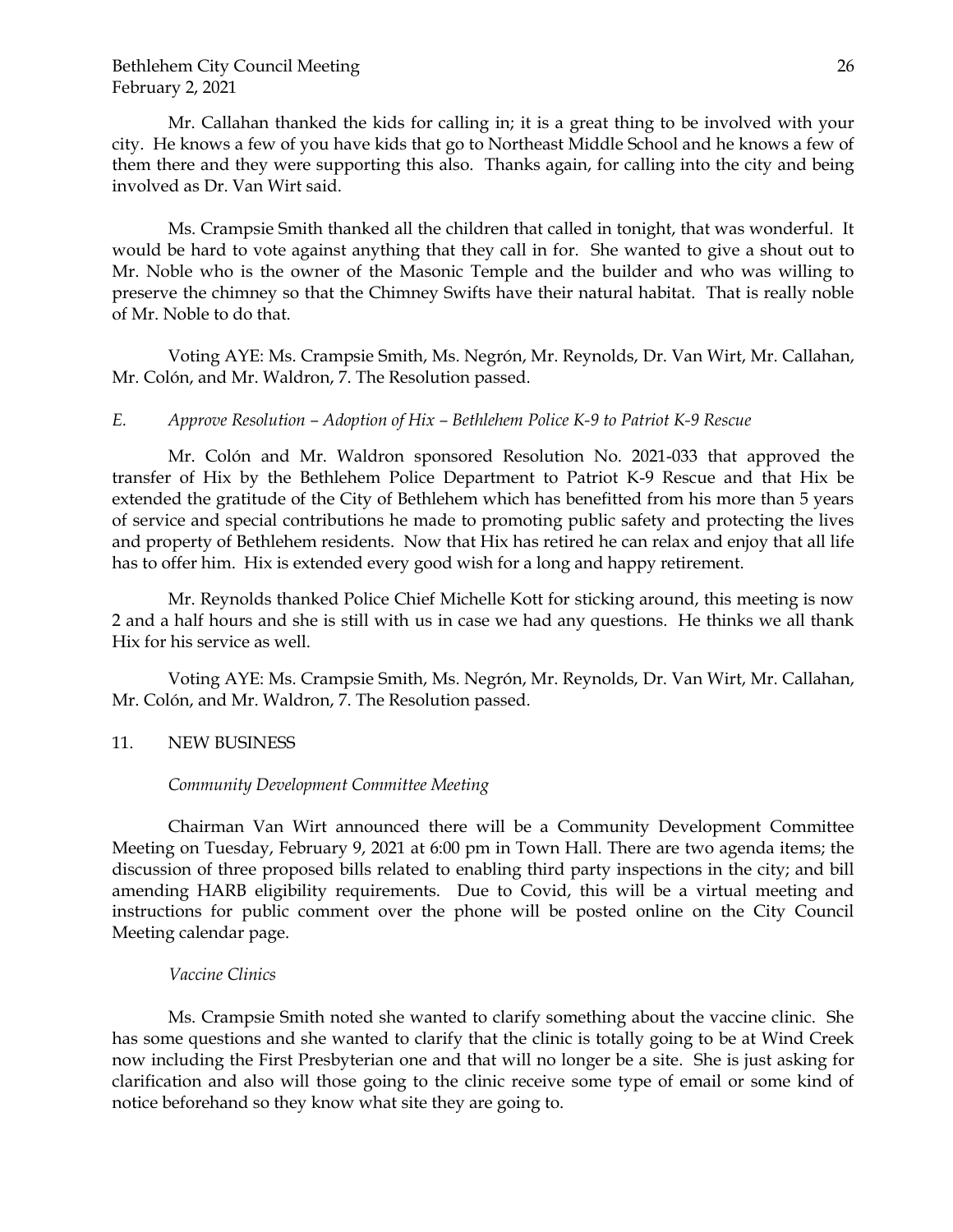Mr. Callahan thanked the kids for calling in; it is a great thing to be involved with your city. He knows a few of you have kids that go to Northeast Middle School and he knows a few of them there and they were supporting this also. Thanks again, for calling into the city and being involved as Dr. Van Wirt said.

Ms. Crampsie Smith thanked all the children that called in tonight, that was wonderful. It would be hard to vote against anything that they call in for. She wanted to give a shout out to Mr. Noble who is the owner of the Masonic Temple and the builder and who was willing to preserve the chimney so that the Chimney Swifts have their natural habitat. That is really noble of Mr. Noble to do that.

Voting AYE: Ms. Crampsie Smith, Ms. Negrón, Mr. Reynolds, Dr. Van Wirt, Mr. Callahan, Mr. Colón, and Mr. Waldron, 7. The Resolution passed.

*E. Approve Resolution – Adoption of Hix – Bethlehem Police K-9 to Patriot K-9 Rescue*

Mr. Colón and Mr. Waldron sponsored Resolution No. 2021-033 that approved the transfer of Hix by the Bethlehem Police Department to Patriot K-9 Rescue and that Hix be extended the gratitude of the City of Bethlehem which has benefitted from his more than 5 years of service and special contributions he made to promoting public safety and protecting the lives and property of Bethlehem residents. Now that Hix has retired he can relax and enjoy that all life has to offer him. Hix is extended every good wish for a long and happy retirement.

Mr. Reynolds thanked Police Chief Michelle Kott for sticking around, this meeting is now 2 and a half hours and she is still with us in case we had any questions. He thinks we all thank Hix for his service as well.

Voting AYE: Ms. Crampsie Smith, Ms. Negrón, Mr. Reynolds, Dr. Van Wirt, Mr. Callahan, Mr. Colón, and Mr. Waldron, 7. The Resolution passed.

## 11. NEW BUSINESS

*Community Development Committee Meeting*

Chairman Van Wirt announced there will be a Community Development Committee Meeting on Tuesday, February 9, 2021 at 6:00 pm in Town Hall. There are two agenda items; the discussion of three proposed bills related to enabling third party inspections in the city; and bill amending HARB eligibility requirements. Due to Covid, this will be a virtual meeting and instructions for public comment over the phone will be posted online on the City Council Meeting calendar page.

*Vaccine Clinics*

Ms. Crampsie Smith noted she wanted to clarify something about the vaccine clinic. She has some questions and she wanted to clarify that the clinic is totally going to be at Wind Creek now including the First Presbyterian one and that will no longer be a site. She is just asking for clarification and also will those going to the clinic receive some type of email or some kind of notice beforehand so they know what site they are going to.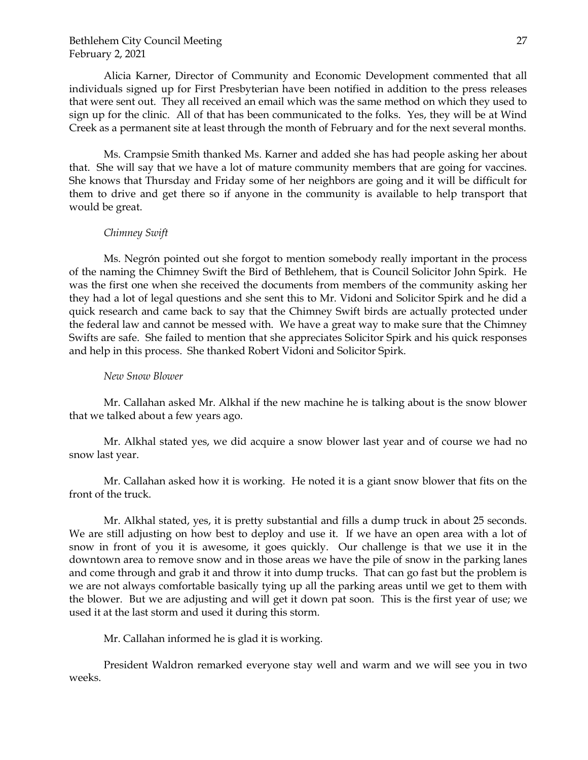Alicia Karner, Director of Community and Economic Development commented that all individuals signed up for First Presbyterian have been notified in addition to the press releases that were sent out. They all received an email which was the same method on which they used to sign up for the clinic. All of that has been communicated to the folks. Yes, they will be at Wind Creek as a permanent site at least through the month of February and for the next several months.

Ms. Crampsie Smith thanked Ms. Karner and added she has had people asking her about that. She will say that we have a lot of mature community members that are going for vaccines. She knows that Thursday and Friday some of her neighbors are going and it will be difficult for them to drive and get there so if anyone in the community is available to help transport that would be great.

*Chimney Swift*

Ms. Negrón pointed out she forgot to mention somebody really important in the process of the naming the Chimney Swift the Bird of Bethlehem, that is Council Solicitor John Spirk. He was the first one when she received the documents from members of the community asking her they had a lot of legal questions and she sent this to Mr. Vidoni and Solicitor Spirk and he did a quick research and came back to say that the Chimney Swift birds are actually protected under the federal law and cannot be messed with. We have a great way to make sure that the Chimney Swifts are safe. She failed to mention that she appreciates Solicitor Spirk and his quick responses and help in this process. She thanked Robert Vidoni and Solicitor Spirk.

*New Snow Blower*

Mr. Callahan asked Mr. Alkhal if the new machine he is talking about is the snow blower that we talked about a few years ago.

Mr. Alkhal stated yes, we did acquire a snow blower last year and of course we had no snow last year.

Mr. Callahan asked how it is working. He noted it is a giant snow blower that fits on the front of the truck.

Mr. Alkhal stated, yes, it is pretty substantial and fills a dump truck in about 25 seconds. We are still adjusting on how best to deploy and use it. If we have an open area with a lot of snow in front of you it is awesome, it goes quickly. Our challenge is that we use it in the downtown area to remove snow and in those areas we have the pile of snow in the parking lanes and come through and grab it and throw it into dump trucks. That can go fast but the problem is we are not always comfortable basically tying up all the parking areas until we get to them with the blower. But we are adjusting and will get it down pat soon. This is the first year of use; we used it at the last storm and used it during this storm.

Mr. Callahan informed he is glad it is working.

President Waldron remarked everyone stay well and warm and we will see you in two weeks.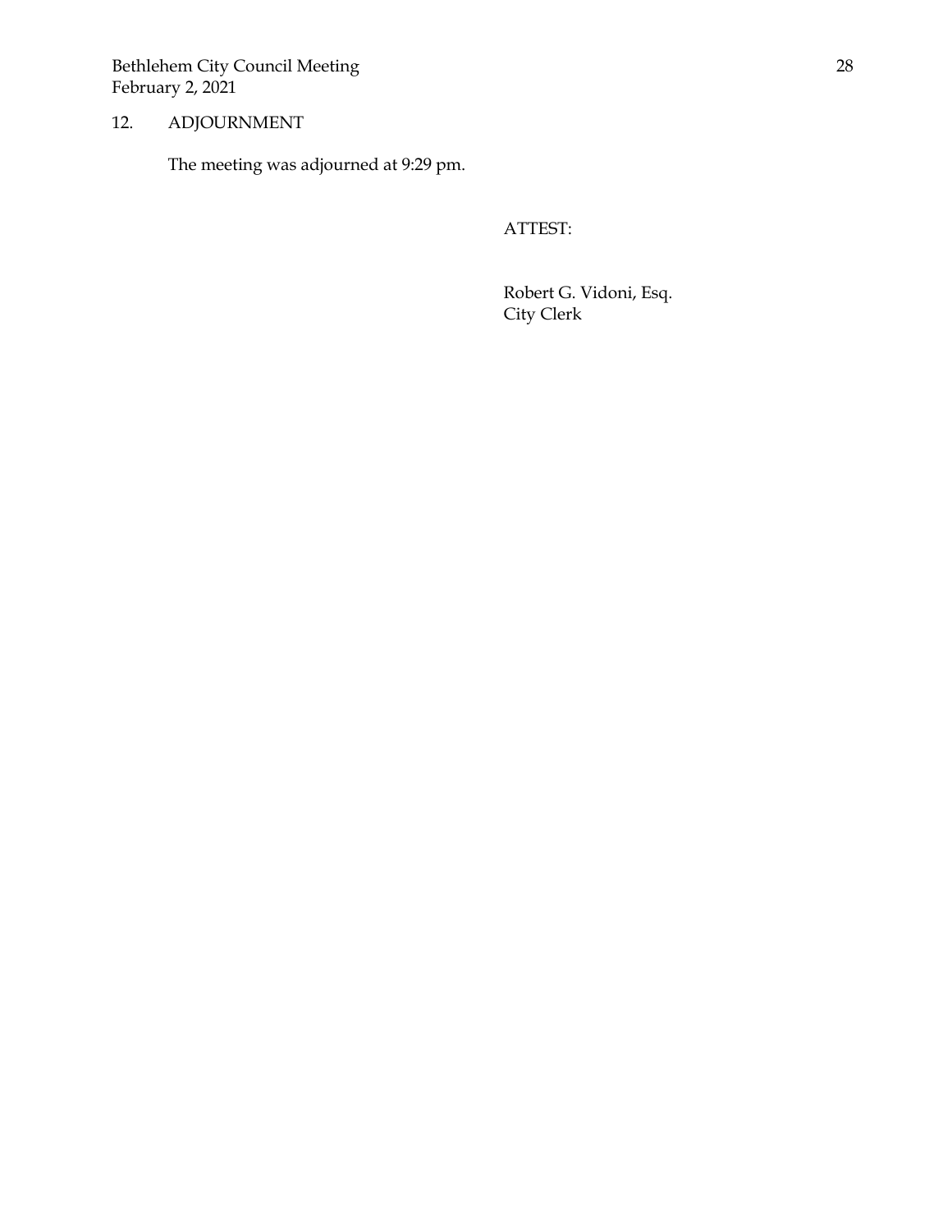## 12. ADJOURNMENT

The meeting was adjourned at 9:29 pm.

ATTEST:

Robert G. Vidoni, Esq.
City Clerk